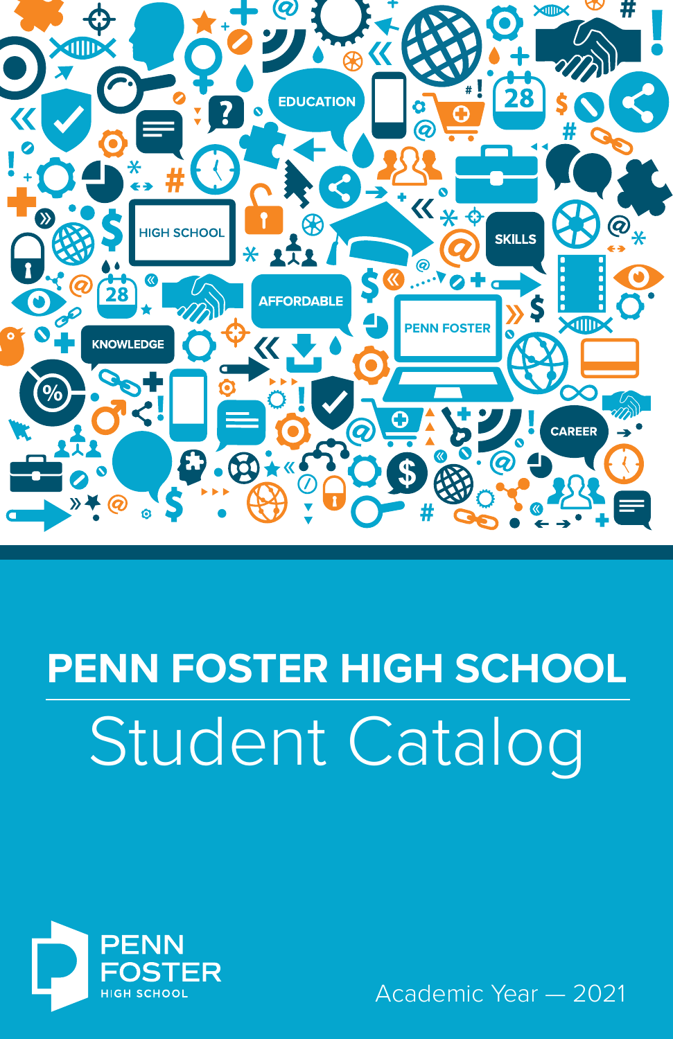# PENN FOSTER HIGH SCHOOL

## Student Catalog

PENN FOSTER HIGH SCHOOL

Academic Year — 2021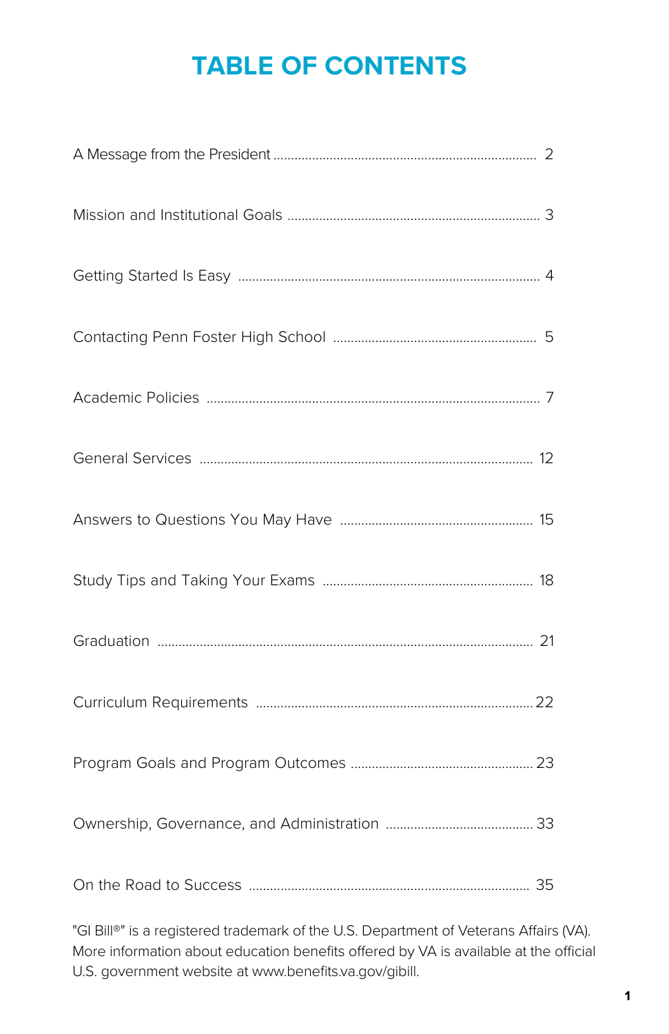# TABLE OF CONTENTS

| | |
|---|---|
| A Message from the President | 2 |
| Mission and Institutional Goals | 3 |
| Getting Started Is Easy | 4 |
| Contacting Penn Foster High School | 5 |
| Academic Policies | 7 |
| General Services | 12 |
| Answers to Questions You May Have | 15 |
| Study Tips and Taking Your Exams | 18 |
| Graduation | 21 |
| Curriculum Requirements | 22 |
| Program Goals and Program Outcomes | 23 |
| Ownership, Governance, and Administration | 33 |
| On the Road to Success | 35 |

"GI Bill®" is a registered trademark of the U.S. Department of Veterans Affairs (VA). More information about education benefits offered by VA is available at the official U.S. government website at www.benefits.va.gov/gibill.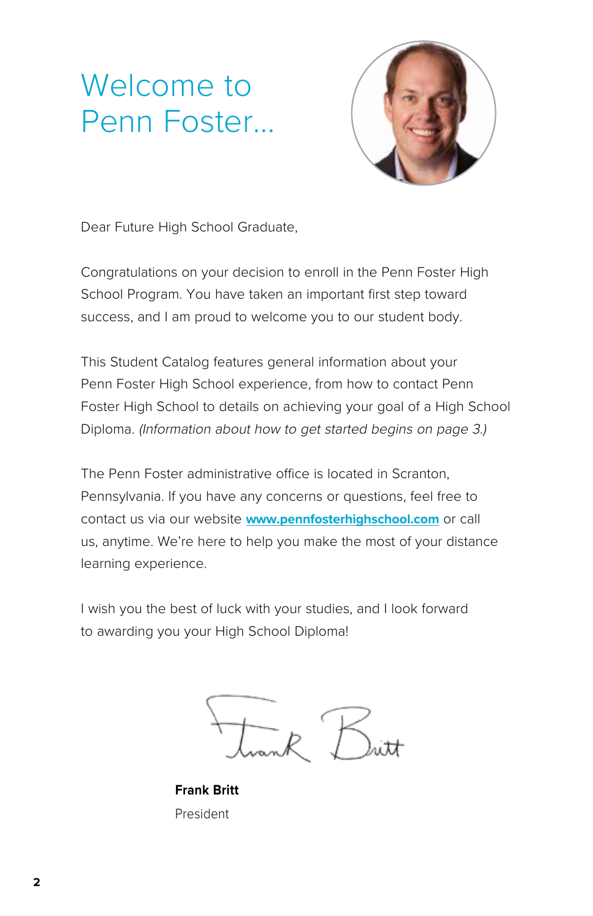# Welcome to Penn Foster...

Dear Future High School Graduate,

Congratulations on your decision to enroll in the Penn Foster High School Program. You have taken an important first step toward success, and I am proud to welcome you to our student body.

This Student Catalog features general information about your Penn Foster High School experience, from how to contact Penn Foster High School to details on achieving your goal of a High School Diploma. *(Information about how to get started begins on page 3.)*

The Penn Foster administrative office is located in Scranton, Pennsylvania. If you have any concerns or questions, feel free to contact us via our website **www.pennfosterhighschool.com** or call us, anytime. We're here to help you make the most of your distance learning experience.

I wish you the best of luck with your studies, and I look forward to awarding you your High School Diploma!

**Frank Britt**
President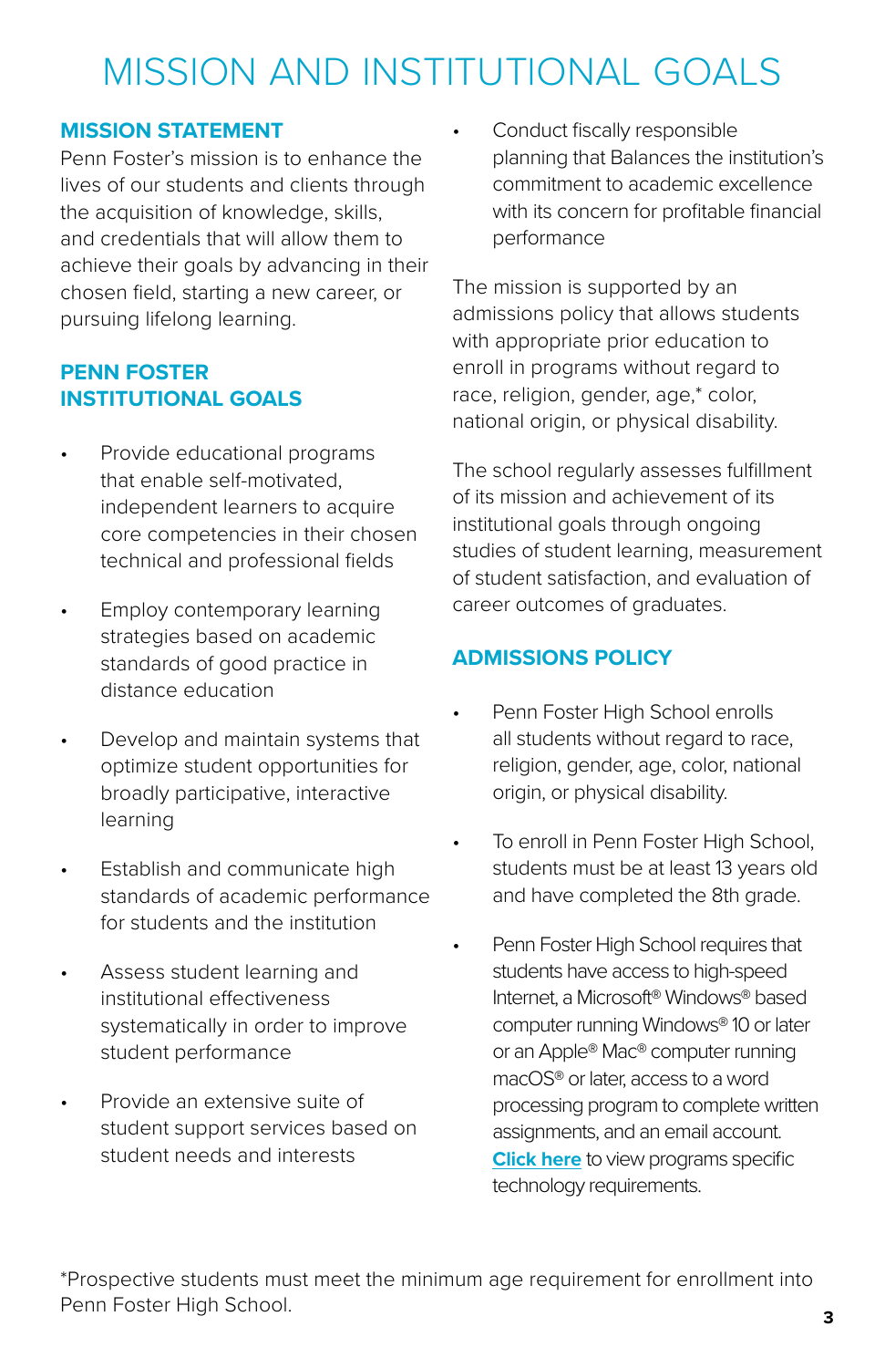# MISSION AND INSTITUTIONAL GOALS

## MISSION STATEMENT

Penn Foster's mission is to enhance the lives of our students and clients through the acquisition of knowledge, skills, and credentials that will allow them to achieve their goals by advancing in their chosen field, starting a new career, or pursuing lifelong learning.

## PENN FOSTER INSTITUTIONAL GOALS

- Provide educational programs that enable self-motivated, independent learners to acquire core competencies in their chosen technical and professional fields
- Employ contemporary learning strategies based on academic standards of good practice in distance education
- Develop and maintain systems that optimize student opportunities for broadly participative, interactive learning
- Establish and communicate high standards of academic performance for students and the institution
- Assess student learning and institutional effectiveness systematically in order to improve student performance
- Provide an extensive suite of student support services based on student needs and interests
- Conduct fiscally responsible planning that Balances the institution's commitment to academic excellence with its concern for profitable financial performance

The mission is supported by an admissions policy that allows students with appropriate prior education to enroll in programs without regard to race, religion, gender, age,* color, national origin, or physical disability.

The school regularly assesses fulfillment of its mission and achievement of its institutional goals through ongoing studies of student learning, measurement of student satisfaction, and evaluation of career outcomes of graduates.

## ADMISSIONS POLICY

- Penn Foster High School enrolls all students without regard to race, religion, gender, age, color, national origin, or physical disability.
- To enroll in Penn Foster High School, students must be at least 13 years old and have completed the 8th grade.
- Penn Foster High School requires that students have access to high-speed Internet, a Microsoft® Windows® based computer running Windows® 10 or later or an Apple® Mac® computer running macOS® or later, access to a word processing program to complete written assignments, and an email account. **Click here** to view programs specific technology requirements.

*Prospective students must meet the minimum age requirement for enrollment into Penn Foster High School.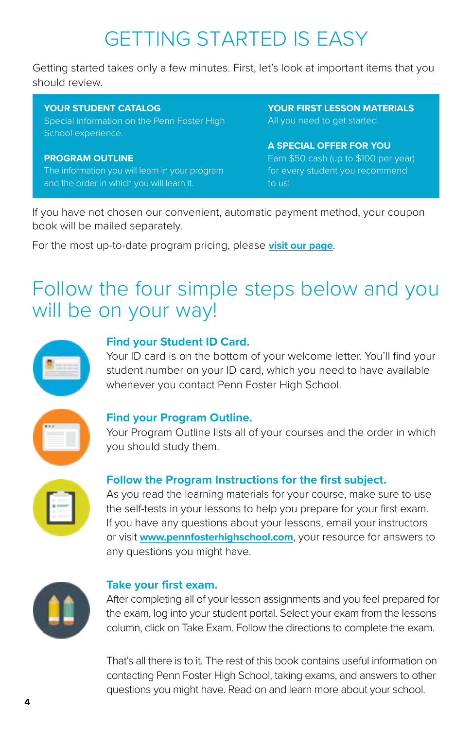# GETTING STARTED IS EASY

Getting started takes only a few minutes. First, let's look at important items that you should review.

**YOUR STUDENT CATALOG**
Special information on the Penn Foster High School experience.

**PROGRAM OUTLINE**
The information you will learn in your program and the order in which you will learn it.

**YOUR FIRST LESSON MATERIALS**
All you need to get started.

**A SPECIAL OFFER FOR YOU**
Earn $50 cash (up to $100 per year) for every student you recommend to us!

If you have not chosen our convenient, automatic payment method, your coupon book will be mailed separately.

For the most up-to-date program pricing, please **visit our page**.

## Follow the four simple steps below and you will be on your way!

### Find your Student ID Card.

Your ID card is on the bottom of your welcome letter. You'll find your student number on your ID card, which you need to have available whenever you contact Penn Foster High School.

### Find your Program Outline.

Your Program Outline lists all of your courses and the order in which you should study them.

### Follow the Program Instructions for the first subject.

As you read the learning materials for your course, make sure to use the self-tests in your lessons to help you prepare for your first exam. If you have any questions about your lessons, email your instructors or visit **www.pennfosterhighschool.com**, your resource for answers to any questions you might have.

### Take your first exam.

After completing all of your lesson assignments and you feel prepared for the exam, log into your student portal. Select your exam from the lessons column, click on Take Exam. Follow the directions to complete the exam.

That's all there is to it. The rest of this book contains useful information on contacting Penn Foster High School, taking exams, and answers to other questions you might have. Read on and learn more about your school.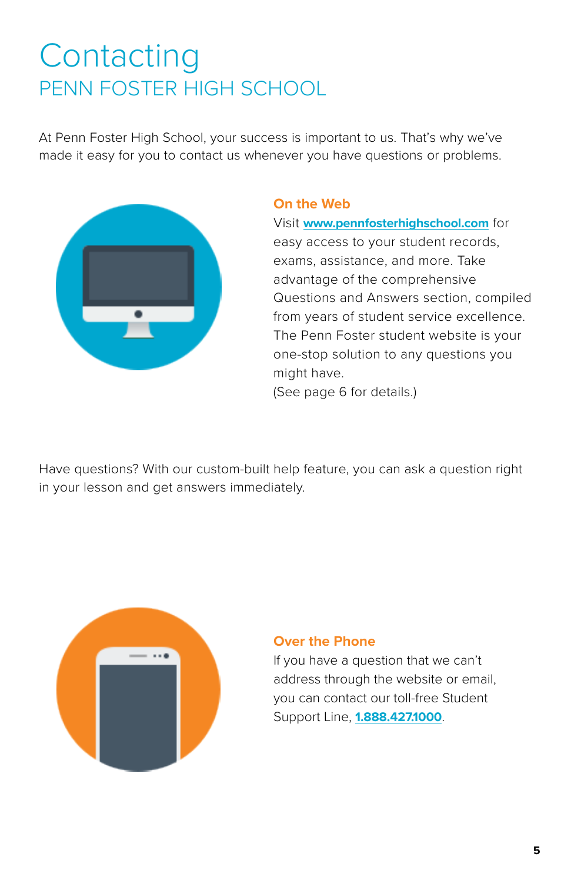# Contacting
## PENN FOSTER HIGH SCHOOL

At Penn Foster High School, your success is important to us. That's why we've made it easy for you to contact us whenever you have questions or problems.

### On the Web

Visit [www.pennfosterhighschool.com](http://www.pennfosterhighschool.com) for easy access to your student records, exams, assistance, and more. Take advantage of the comprehensive Questions and Answers section, compiled from years of student service excellence. The Penn Foster student website is your one-stop solution to any questions you might have.
(See page 6 for details.)

Have questions? With our custom-built help feature, you can ask a question right in your lesson and get answers immediately.

### Over the Phone

If you have a question that we can't address through the website or email, you can contact our toll-free Student Support Line, **1.888.427.1000**.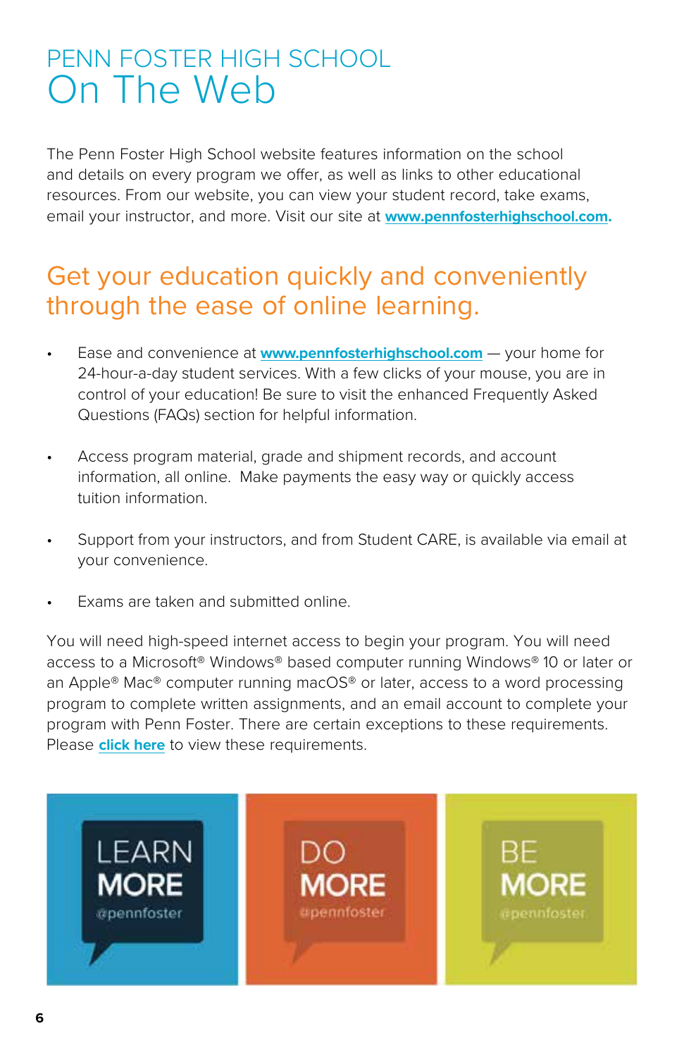# PENN FOSTER HIGH SCHOOL On The Web

The Penn Foster High School website features information on the school and details on every program we offer, as well as links to other educational resources. From our website, you can view your student record, take exams, email your instructor, and more. Visit our site at **www.pennfosterhighschool.com**.

## Get your education quickly and conveniently through the ease of online learning.

- Ease and convenience at **www.pennfosterhighschool.com** — your home for 24-hour-a-day student services. With a few clicks of your mouse, you are in control of your education! Be sure to visit the enhanced Frequently Asked Questions (FAQs) section for helpful information.
- Access program material, grade and shipment records, and account information, all online. Make payments the easy way or quickly access tuition information.
- Support from your instructors, and from Student CARE, is available via email at your convenience.
- Exams are taken and submitted online.

You will need high-speed internet access to begin your program. You will need access to a Microsoft® Windows® based computer running Windows® 10 or later or an Apple® Mac® computer running macOS® or later, access to a word processing program to complete written assignments, and an email account to complete your program with Penn Foster. There are certain exceptions to these requirements. Please **click here** to view these requirements.

LEARN MORE @pennfoster

DO MORE @pennfoster

BE MORE @pennfoster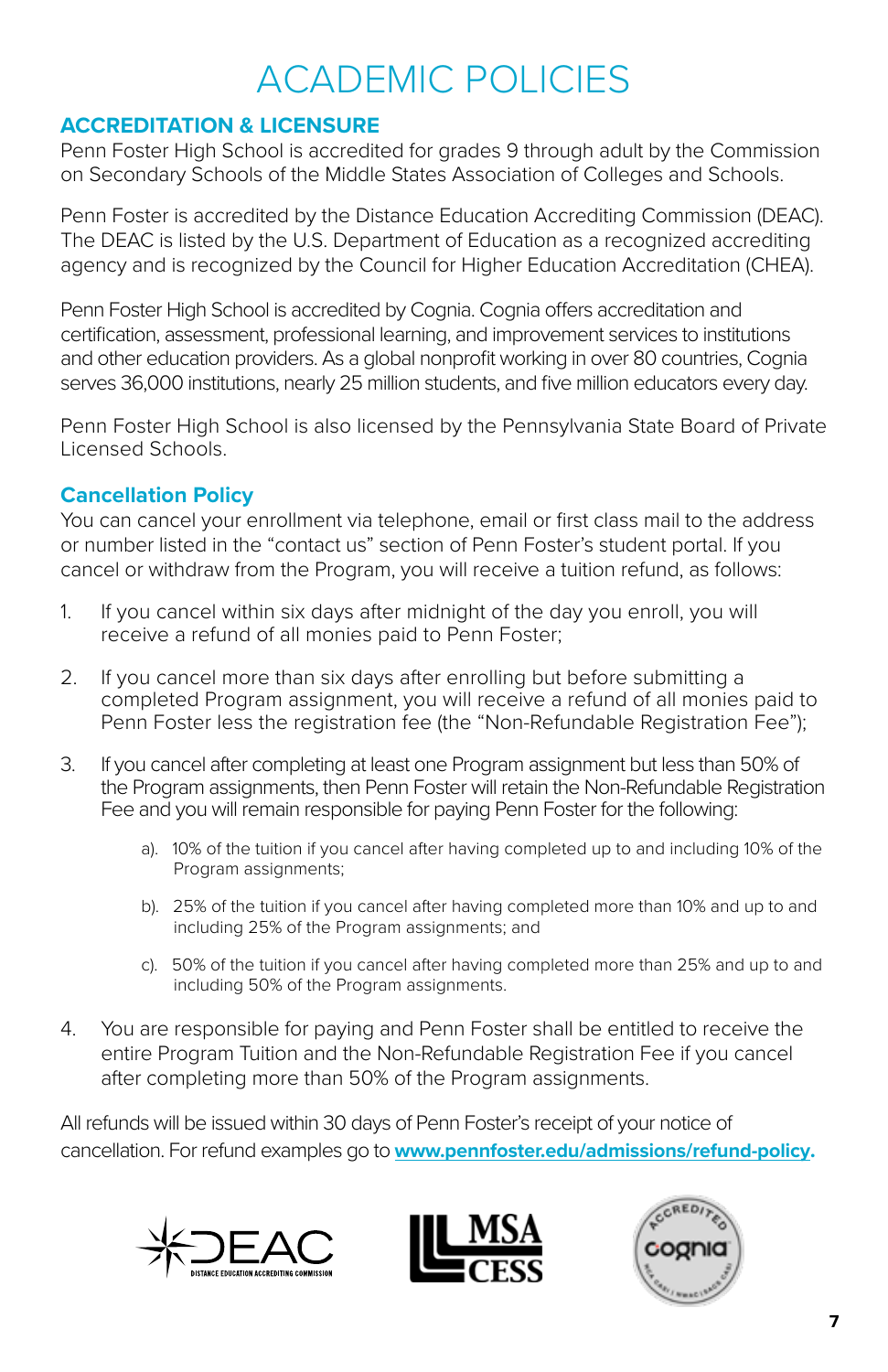# ACADEMIC POLICIES

## ACCREDITATION & LICENSURE

Penn Foster High School is accredited for grades 9 through adult by the Commission on Secondary Schools of the Middle States Association of Colleges and Schools.

Penn Foster is accredited by the Distance Education Accrediting Commission (DEAC). The DEAC is listed by the U.S. Department of Education as a recognized accrediting agency and is recognized by the Council for Higher Education Accreditation (CHEA).

Penn Foster High School is accredited by Cognia. Cognia offers accreditation and certification, assessment, professional learning, and improvement services to institutions and other education providers. As a global nonprofit working in over 80 countries, Cognia serves 36,000 institutions, nearly 25 million students, and five million educators every day.

Penn Foster High School is also licensed by the Pennsylvania State Board of Private Licensed Schools.

## Cancellation Policy

You can cancel your enrollment via telephone, email or first class mail to the address or number listed in the "contact us" section of Penn Foster's student portal. If you cancel or withdraw from the Program, you will receive a tuition refund, as follows:

1. If you cancel within six days after midnight of the day you enroll, you will receive a refund of all monies paid to Penn Foster;

2. If you cancel more than six days after enrolling but before submitting a completed Program assignment, you will receive a refund of all monies paid to Penn Foster less the registration fee (the "Non-Refundable Registration Fee");

3. If you cancel after completing at least one Program assignment but less than 50% of the Program assignments, then Penn Foster will retain the Non-Refundable Registration Fee and you will remain responsible for paying Penn Foster for the following:

   a). 10% of the tuition if you cancel after having completed up to and including 10% of the Program assignments;

   b). 25% of the tuition if you cancel after having completed more than 10% and up to and including 25% of the Program assignments; and

   c). 50% of the tuition if you cancel after having completed more than 25% and up to and including 50% of the Program assignments.

4. You are responsible for paying and Penn Foster shall be entitled to receive the entire Program Tuition and the Non-Refundable Registration Fee if you cancel after completing more than 50% of the Program assignments.

All refunds will be issued within 30 days of Penn Foster's receipt of your notice of cancellation. For refund examples go to **www.pennfoster.edu/admissions/refund-policy**.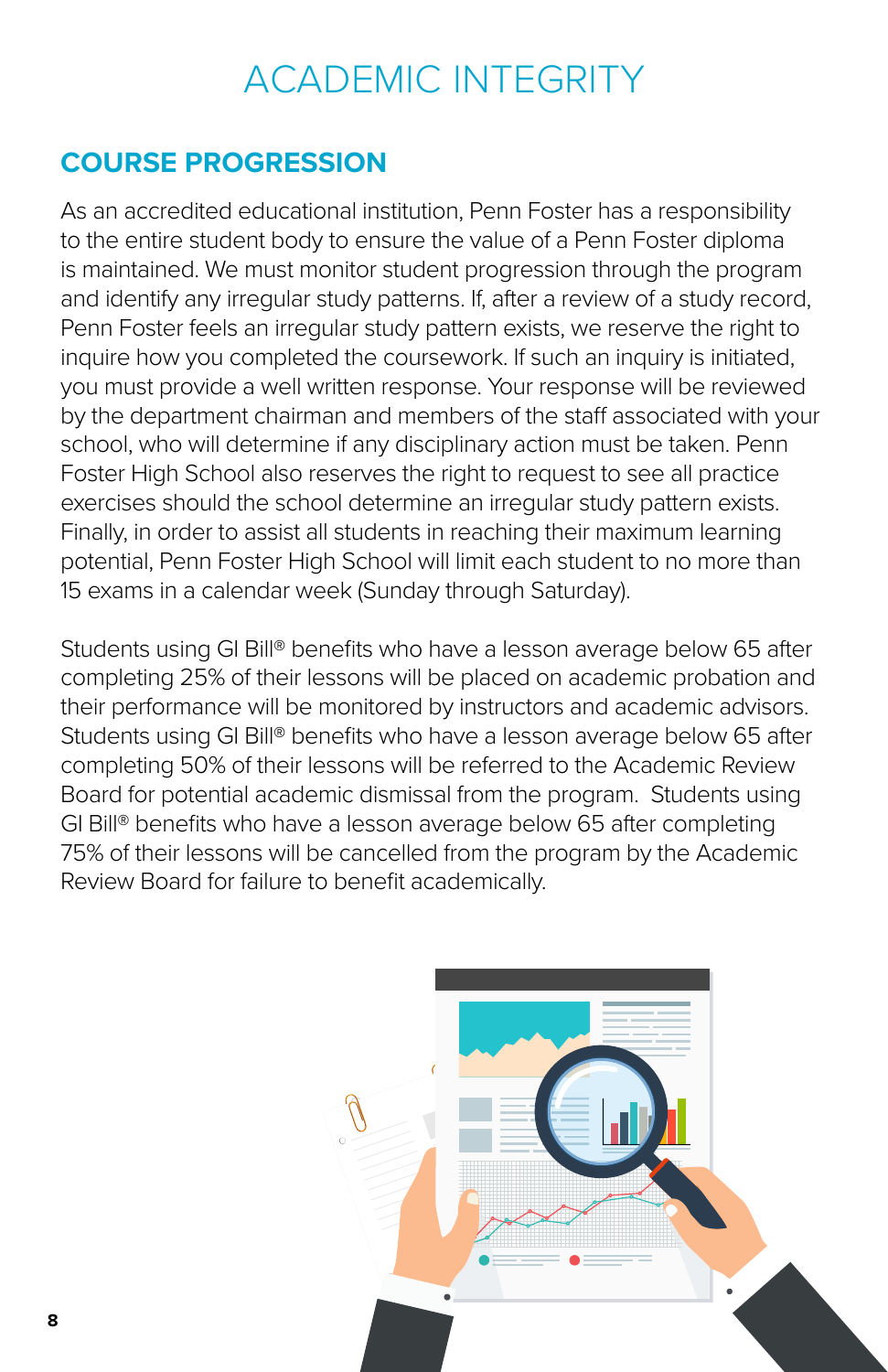# ACADEMIC INTEGRITY

## COURSE PROGRESSION

As an accredited educational institution, Penn Foster has a responsibility to the entire student body to ensure the value of a Penn Foster diploma is maintained. We must monitor student progression through the program and identify any irregular study patterns. If, after a review of a study record, Penn Foster feels an irregular study pattern exists, we reserve the right to inquire how you completed the coursework. If such an inquiry is initiated, you must provide a well written response. Your response will be reviewed by the department chairman and members of the staff associated with your school, who will determine if any disciplinary action must be taken. Penn Foster High School also reserves the right to request to see all practice exercises should the school determine an irregular study pattern exists. Finally, in order to assist all students in reaching their maximum learning potential, Penn Foster High School will limit each student to no more than 15 exams in a calendar week (Sunday through Saturday).

Students using GI Bill® benefits who have a lesson average below 65 after completing 25% of their lessons will be placed on academic probation and their performance will be monitored by instructors and academic advisors. Students using GI Bill® benefits who have a lesson average below 65 after completing 50% of their lessons will be referred to the Academic Review Board for potential academic dismissal from the program. Students using GI Bill® benefits who have a lesson average below 65 after completing 75% of their lessons will be cancelled from the program by the Academic Review Board for failure to benefit academically.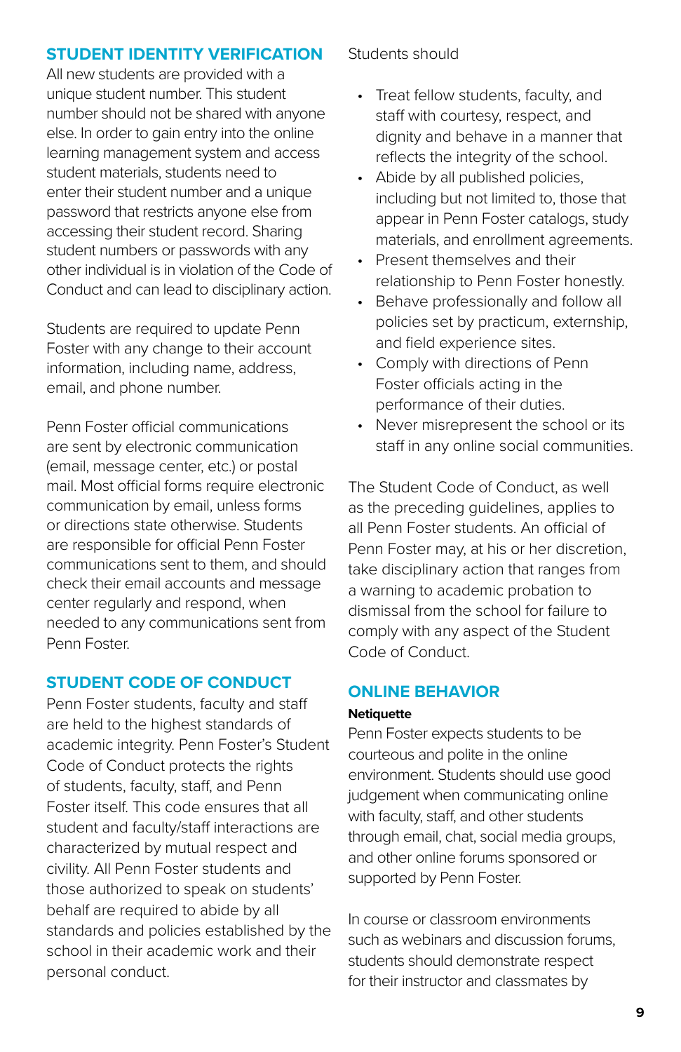## STUDENT IDENTITY VERIFICATION

All new students are provided with a unique student number. This student number should not be shared with anyone else. In order to gain entry into the online learning management system and access student materials, students need to enter their student number and a unique password that restricts anyone else from accessing their student record. Sharing student numbers or passwords with any other individual is in violation of the Code of Conduct and can lead to disciplinary action.

Students are required to update Penn Foster with any change to their account information, including name, address, email, and phone number.

Penn Foster official communications are sent by electronic communication (email, message center, etc.) or postal mail. Most official forms require electronic communication by email, unless forms or directions state otherwise. Students are responsible for official Penn Foster communications sent to them, and should check their email accounts and message center regularly and respond, when needed to any communications sent from Penn Foster.

## STUDENT CODE OF CONDUCT

Penn Foster students, faculty and staff are held to the highest standards of academic integrity. Penn Foster's Student Code of Conduct protects the rights of students, faculty, staff, and Penn Foster itself. This code ensures that all student and faculty/staff interactions are characterized by mutual respect and civility. All Penn Foster students and those authorized to speak on students' behalf are required to abide by all standards and policies established by the school in their academic work and their personal conduct.

Students should

- Treat fellow students, faculty, and staff with courtesy, respect, and dignity and behave in a manner that reflects the integrity of the school.
- Abide by all published policies, including but not limited to, those that appear in Penn Foster catalogs, study materials, and enrollment agreements.
- Present themselves and their relationship to Penn Foster honestly.
- Behave professionally and follow all policies set by practicum, externship, and field experience sites.
- Comply with directions of Penn Foster officials acting in the performance of their duties.
- Never misrepresent the school or its staff in any online social communities.

The Student Code of Conduct, as well as the preceding guidelines, applies to all Penn Foster students. An official of Penn Foster may, at his or her discretion, take disciplinary action that ranges from a warning to academic probation to dismissal from the school for failure to comply with any aspect of the Student Code of Conduct.

## ONLINE BEHAVIOR

**Netiquette**

Penn Foster expects students to be courteous and polite in the online environment. Students should use good judgement when communicating online with faculty, staff, and other students through email, chat, social media groups, and other online forums sponsored or supported by Penn Foster.

In course or classroom environments such as webinars and discussion forums, students should demonstrate respect for their instructor and classmates by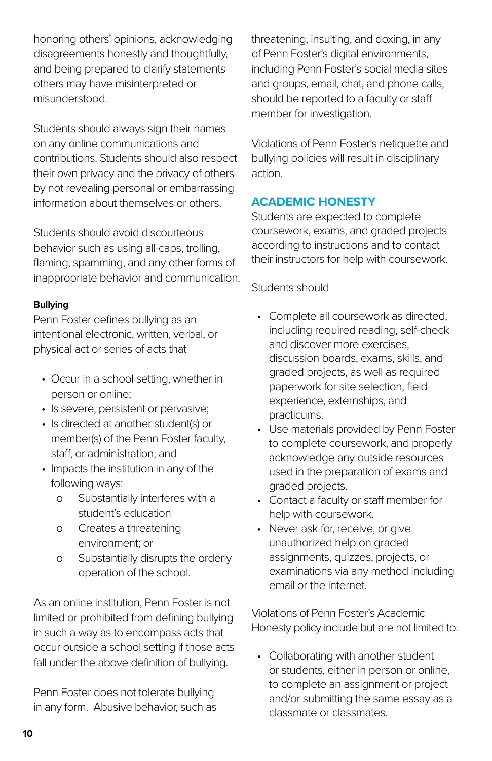honoring others' opinions, acknowledging disagreements honestly and thoughtfully, and being prepared to clarify statements others may have misinterpreted or misunderstood.

Students should always sign their names on any online communications and contributions. Students should also respect their own privacy and the privacy of others by not revealing personal or embarrassing information about themselves or others.

Students should avoid discourteous behavior such as using all-caps, trolling, flaming, spamming, and any other forms of inappropriate behavior and communication.

**Bullying**

Penn Foster defines bullying as an intentional electronic, written, verbal, or physical act or series of acts that

- Occur in a school setting, whether in person or online;
- Is severe, persistent or pervasive;
- Is directed at another student(s) or member(s) of the Penn Foster faculty, staff, or administration; and
- Impacts the institution in any of the following ways:
    - Substantially interferes with a student's education
    - Creates a threatening environment; or
    - Substantially disrupts the orderly operation of the school.

As an online institution, Penn Foster is not limited or prohibited from defining bullying in such a way as to encompass acts that occur outside a school setting if those acts fall under the above definition of bullying.

Penn Foster does not tolerate bullying in any form. Abusive behavior, such as threatening, insulting, and doxing, in any of Penn Foster's digital environments, including Penn Foster's social media sites and groups, email, chat, and phone calls, should be reported to a faculty or staff member for investigation.

Violations of Penn Foster's netiquette and bullying policies will result in disciplinary action.

## ACADEMIC HONESTY

Students are expected to complete coursework, exams, and graded projects according to instructions and to contact their instructors for help with coursework.

Students should

- Complete all coursework as directed, including required reading, self-check and discover more exercises, discussion boards, exams, skills, and graded projects, as well as required paperwork for site selection, field experience, externships, and practicums.
- Use materials provided by Penn Foster to complete coursework, and properly acknowledge any outside resources used in the preparation of exams and graded projects.
- Contact a faculty or staff member for help with coursework.
- Never ask for, receive, or give unauthorized help on graded assignments, quizzes, projects, or examinations via any method including email or the internet.

Violations of Penn Foster's Academic Honesty policy include but are not limited to:

- Collaborating with another student or students, either in person or online, to complete an assignment or project and/or submitting the same essay as a classmate or classmates.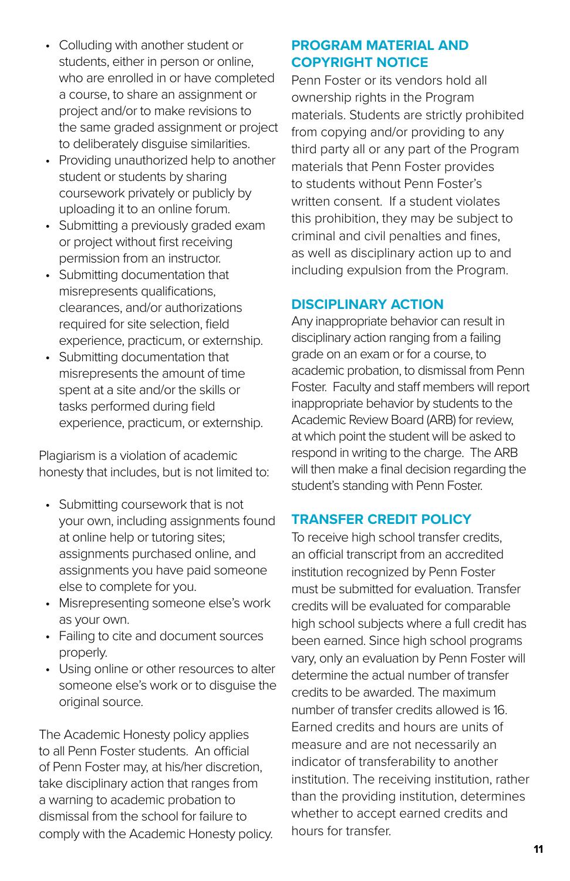- Colluding with another student or students, either in person or online, who are enrolled in or have completed a course, to share an assignment or project and/or to make revisions to the same graded assignment or project to deliberately disguise similarities.
- Providing unauthorized help to another student or students by sharing coursework privately or publicly by uploading it to an online forum.
- Submitting a previously graded exam or project without first receiving permission from an instructor.
- Submitting documentation that misrepresents qualifications, clearances, and/or authorizations required for site selection, field experience, practicum, or externship.
- Submitting documentation that misrepresents the amount of time spent at a site and/or the skills or tasks performed during field experience, practicum, or externship.

Plagiarism is a violation of academic honesty that includes, but is not limited to:

- Submitting coursework that is not your own, including assignments found at online help or tutoring sites; assignments purchased online, and assignments you have paid someone else to complete for you.
- Misrepresenting someone else's work as your own.
- Failing to cite and document sources properly.
- Using online or other resources to alter someone else's work or to disguise the original source.

The Academic Honesty policy applies to all Penn Foster students. An official of Penn Foster may, at his/her discretion, take disciplinary action that ranges from a warning to academic probation to dismissal from the school for failure to comply with the Academic Honesty policy.

## PROGRAM MATERIAL AND COPYRIGHT NOTICE

Penn Foster or its vendors hold all ownership rights in the Program materials. Students are strictly prohibited from copying and/or providing to any third party all or any part of the Program materials that Penn Foster provides to students without Penn Foster's written consent. If a student violates this prohibition, they may be subject to criminal and civil penalties and fines, as well as disciplinary action up to and including expulsion from the Program.

## DISCIPLINARY ACTION

Any inappropriate behavior can result in disciplinary action ranging from a failing grade on an exam or for a course, to academic probation, to dismissal from Penn Foster. Faculty and staff members will report inappropriate behavior by students to the Academic Review Board (ARB) for review, at which point the student will be asked to respond in writing to the charge. The ARB will then make a final decision regarding the student's standing with Penn Foster.

## TRANSFER CREDIT POLICY

To receive high school transfer credits, an official transcript from an accredited institution recognized by Penn Foster must be submitted for evaluation. Transfer credits will be evaluated for comparable high school subjects where a full credit has been earned. Since high school programs vary, only an evaluation by Penn Foster will determine the actual number of transfer credits to be awarded. The maximum number of transfer credits allowed is 16. Earned credits and hours are units of measure and are not necessarily an indicator of transferability to another institution. The receiving institution, rather than the providing institution, determines whether to accept earned credits and hours for transfer.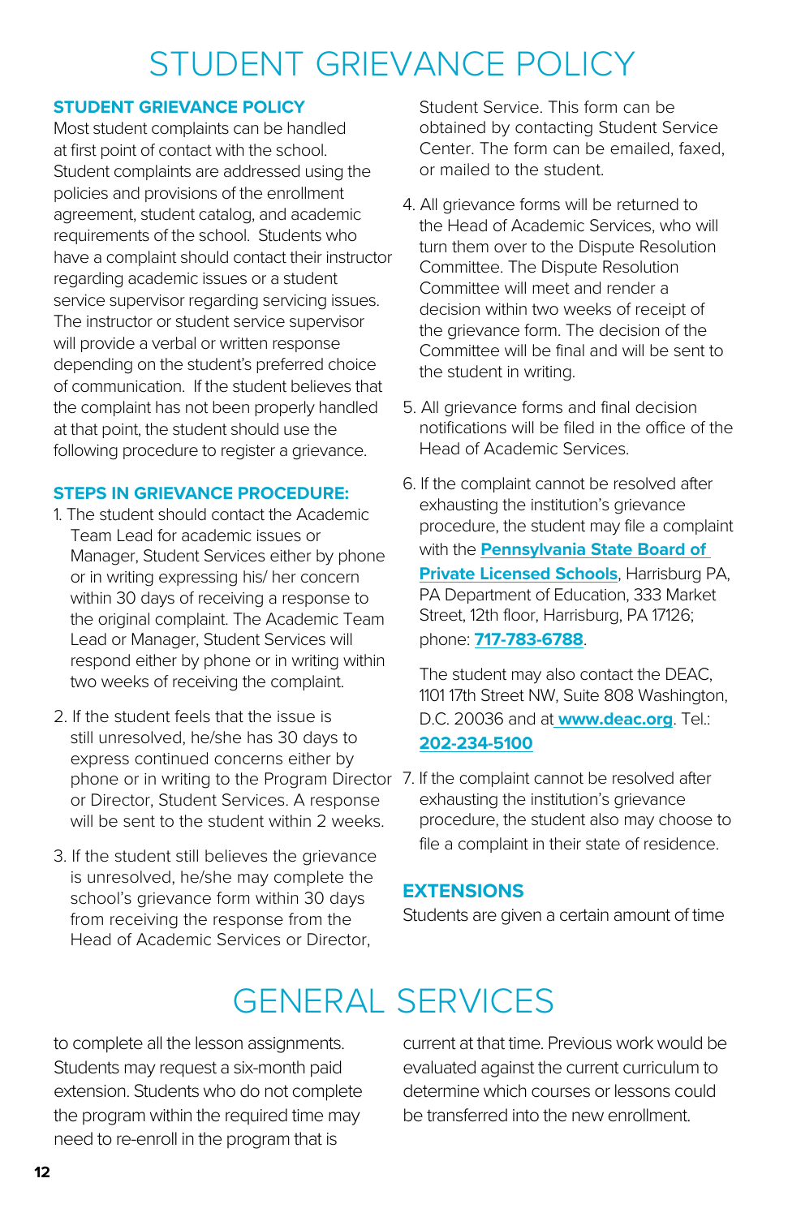# STUDENT GRIEVANCE POLICY

### STUDENT GRIEVANCE POLICY

Most student complaints can be handled at first point of contact with the school. Student complaints are addressed using the policies and provisions of the enrollment agreement, student catalog, and academic requirements of the school. Students who have a complaint should contact their instructor regarding academic issues or a student service supervisor regarding servicing issues. The instructor or student service supervisor will provide a verbal or written response depending on the student's preferred choice of communication. If the student believes that the complaint has not been properly handled at that point, the student should use the following procedure to register a grievance.

### STEPS IN GRIEVANCE PROCEDURE:

1. The student should contact the Academic Team Lead for academic issues or Manager, Student Services either by phone or in writing expressing his/ her concern within 30 days of receiving a response to the original complaint. The Academic Team Lead or Manager, Student Services will respond either by phone or in writing within two weeks of receiving the complaint.

2. If the student feels that the issue is still unresolved, he/she has 30 days to express continued concerns either by phone or in writing to the Program Director or Director, Student Services. A response will be sent to the student within 2 weeks.

3. If the student still believes the grievance is unresolved, he/she may complete the school's grievance form within 30 days from receiving the response from the Head of Academic Services or Director, Student Service. This form can be obtained by contacting Student Service Center. The form can be emailed, faxed, or mailed to the student.

4. All grievance forms will be returned to the Head of Academic Services, who will turn them over to the Dispute Resolution Committee. The Dispute Resolution Committee will meet and render a decision within two weeks of receipt of the grievance form. The decision of the Committee will be final and will be sent to the student in writing.

5. All grievance forms and final decision notifications will be filed in the office of the Head of Academic Services.

6. If the complaint cannot be resolved after exhausting the institution's grievance procedure, the student may file a complaint with the **Pennsylvania State Board of Private Licensed Schools**, Harrisburg PA, PA Department of Education, 333 Market Street, 12th floor, Harrisburg, PA 17126; phone: **717-783-6788**.

   The student may also contact the DEAC, 1101 17th Street NW, Suite 808 Washington, D.C. 20036 and at **www.deac.org**. Tel.: **202-234-5100**

7. If the complaint cannot be resolved after exhausting the institution's grievance procedure, the student also may choose to file a complaint in their state of residence.

### EXTENSIONS

Students are given a certain amount of time to complete all the lesson assignments. Students may request a six-month paid extension. Students who do not complete the program within the required time may need to re-enroll in the program that is current at that time. Previous work would be evaluated against the current curriculum to determine which courses or lessons could be transferred into the new enrollment.

# GENERAL SERVICES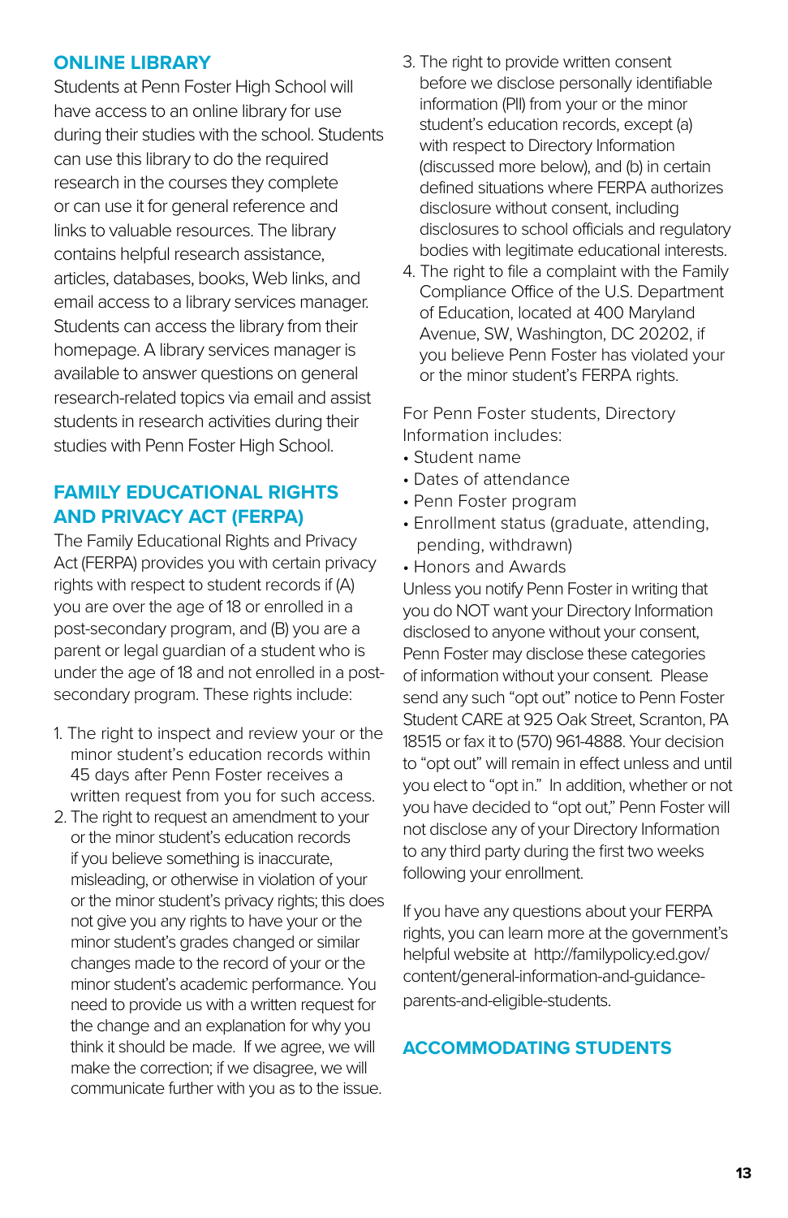## ONLINE LIBRARY

Students at Penn Foster High School will have access to an online library for use during their studies with the school. Students can use this library to do the required research in the courses they complete or can use it for general reference and links to valuable resources. The library contains helpful research assistance, articles, databases, books, Web links, and email access to a library services manager. Students can access the library from their homepage. A library services manager is available to answer questions on general research-related topics via email and assist students in research activities during their studies with Penn Foster High School.

## FAMILY EDUCATIONAL RIGHTS AND PRIVACY ACT (FERPA)

The Family Educational Rights and Privacy Act (FERPA) provides you with certain privacy rights with respect to student records if (A) you are over the age of 18 or enrolled in a post-secondary program, and (B) you are a parent or legal guardian of a student who is under the age of 18 and not enrolled in a post-secondary program. These rights include:

1. The right to inspect and review your or the minor student's education records within 45 days after Penn Foster receives a written request from you for such access.
2. The right to request an amendment to your or the minor student's education records if you believe something is inaccurate, misleading, or otherwise in violation of your or the minor student's privacy rights; this does not give you any rights to have your or the minor student's grades changed or similar changes made to the record of your or the minor student's academic performance. You need to provide us with a written request for the change and an explanation for why you think it should be made. If we agree, we will make the correction; if we disagree, we will communicate further with you as to the issue.
3. The right to provide written consent before we disclose personally identifiable information (PII) from your or the minor student's education records, except (a) with respect to Directory Information (discussed more below), and (b) in certain defined situations where FERPA authorizes disclosure without consent, including disclosures to school officials and regulatory bodies with legitimate educational interests.
4. The right to file a complaint with the Family Compliance Office of the U.S. Department of Education, located at 400 Maryland Avenue, SW, Washington, DC 20202, if you believe Penn Foster has violated your or the minor student's FERPA rights.

For Penn Foster students, Directory Information includes:

- Student name
- Dates of attendance
- Penn Foster program
- Enrollment status (graduate, attending, pending, withdrawn)
- Honors and Awards

Unless you notify Penn Foster in writing that you do NOT want your Directory Information disclosed to anyone without your consent, Penn Foster may disclose these categories of information without your consent. Please send any such "opt out" notice to Penn Foster Student CARE at 925 Oak Street, Scranton, PA 18515 or fax it to (570) 961-4888. Your decision to "opt out" will remain in effect unless and until you elect to "opt in." In addition, whether or not you have decided to "opt out," Penn Foster will not disclose any of your Directory Information to any third party during the first two weeks following your enrollment.

If you have any questions about your FERPA rights, you can learn more at the government's helpful website at http://familypolicy.ed.gov/content/general-information-and-guidance-parents-and-eligible-students.

## ACCOMMODATING STUDENTS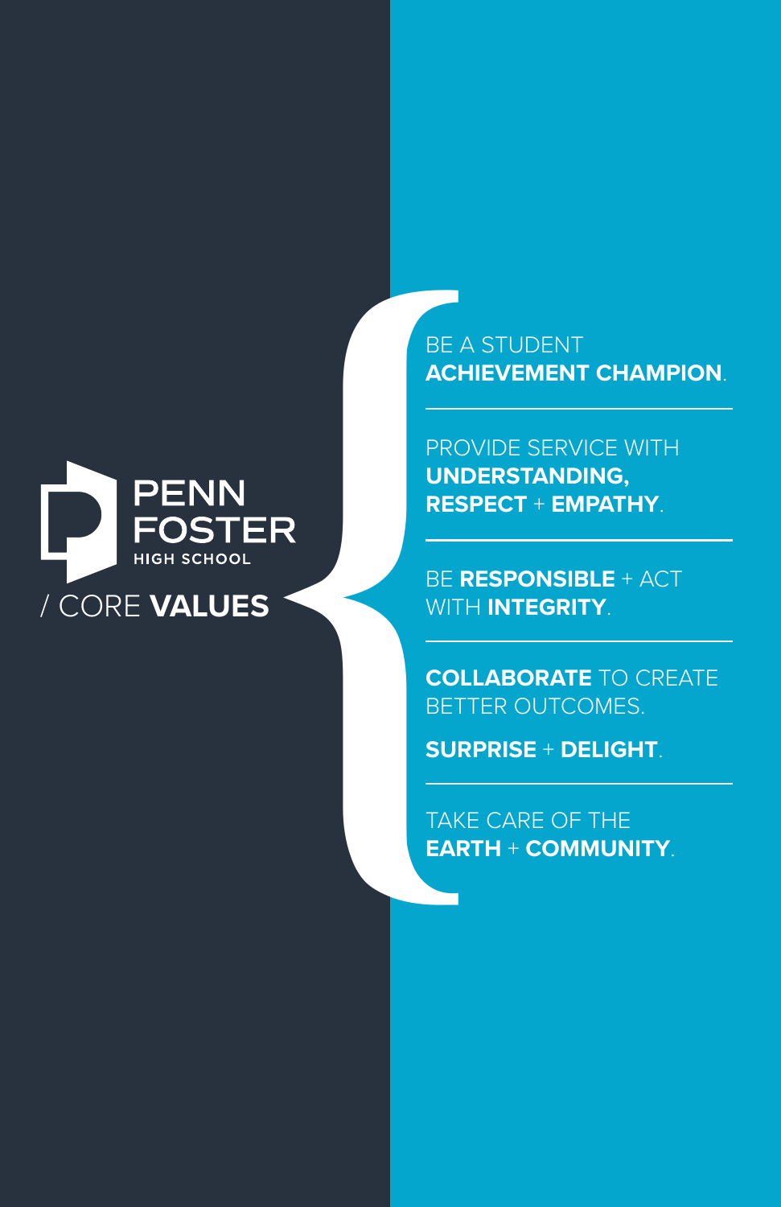# PENN FOSTER HIGH SCHOOL

## / CORE **VALUES**

BE A STUDENT **ACHIEVEMENT CHAMPION**.

---

PROVIDE SERVICE WITH **UNDERSTANDING, RESPECT** + **EMPATHY**.

---

BE **RESPONSIBLE** + ACT WITH **INTEGRITY**.

---

**COLLABORATE** TO CREATE BETTER OUTCOMES.

**SURPRISE** + **DELIGHT**.

---

TAKE CARE OF THE **EARTH** + **COMMUNITY**.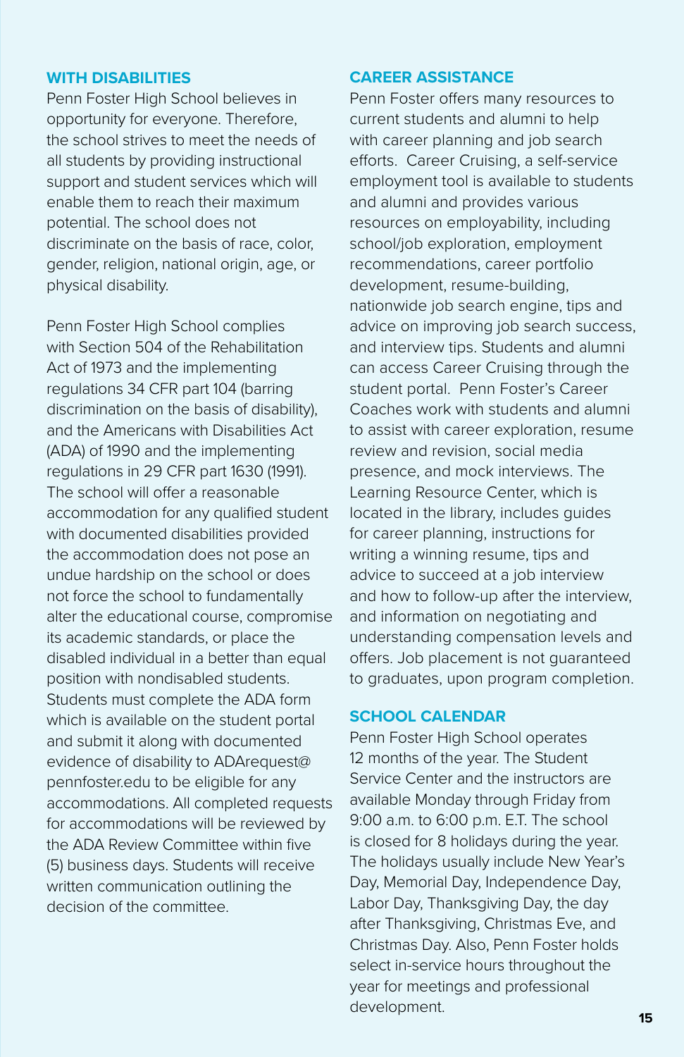### WITH DISABILITIES

Penn Foster High School believes in opportunity for everyone. Therefore, the school strives to meet the needs of all students by providing instructional support and student services which will enable them to reach their maximum potential. The school does not discriminate on the basis of race, color, gender, religion, national origin, age, or physical disability.

Penn Foster High School complies with Section 504 of the Rehabilitation Act of 1973 and the implementing regulations 34 CFR part 104 (barring discrimination on the basis of disability), and the Americans with Disabilities Act (ADA) of 1990 and the implementing regulations in 29 CFR part 1630 (1991). The school will offer a reasonable accommodation for any qualified student with documented disabilities provided the accommodation does not pose an undue hardship on the school or does not force the school to fundamentally alter the educational course, compromise its academic standards, or place the disabled individual in a better than equal position with nondisabled students. Students must complete the ADA form which is available on the student portal and submit it along with documented evidence of disability to ADArequest@pennfoster.edu to be eligible for any accommodations. All completed requests for accommodations will be reviewed by the ADA Review Committee within five (5) business days. Students will receive written communication outlining the decision of the committee.

### CAREER ASSISTANCE

Penn Foster offers many resources to current students and alumni to help with career planning and job search efforts. Career Cruising, a self-service employment tool is available to students and alumni and provides various resources on employability, including school/job exploration, employment recommendations, career portfolio development, resume-building, nationwide job search engine, tips and advice on improving job search success, and interview tips. Students and alumni can access Career Cruising through the student portal. Penn Foster's Career Coaches work with students and alumni to assist with career exploration, resume review and revision, social media presence, and mock interviews. The Learning Resource Center, which is located in the library, includes guides for career planning, instructions for writing a winning resume, tips and advice to succeed at a job interview and how to follow-up after the interview, and information on negotiating and understanding compensation levels and offers. Job placement is not guaranteed to graduates, upon program completion.

### SCHOOL CALENDAR

Penn Foster High School operates 12 months of the year. The Student Service Center and the instructors are available Monday through Friday from 9:00 a.m. to 6:00 p.m. E.T. The school is closed for 8 holidays during the year. The holidays usually include New Year's Day, Memorial Day, Independence Day, Labor Day, Thanksgiving Day, the day after Thanksgiving, Christmas Eve, and Christmas Day. Also, Penn Foster holds select in-service hours throughout the year for meetings and professional development.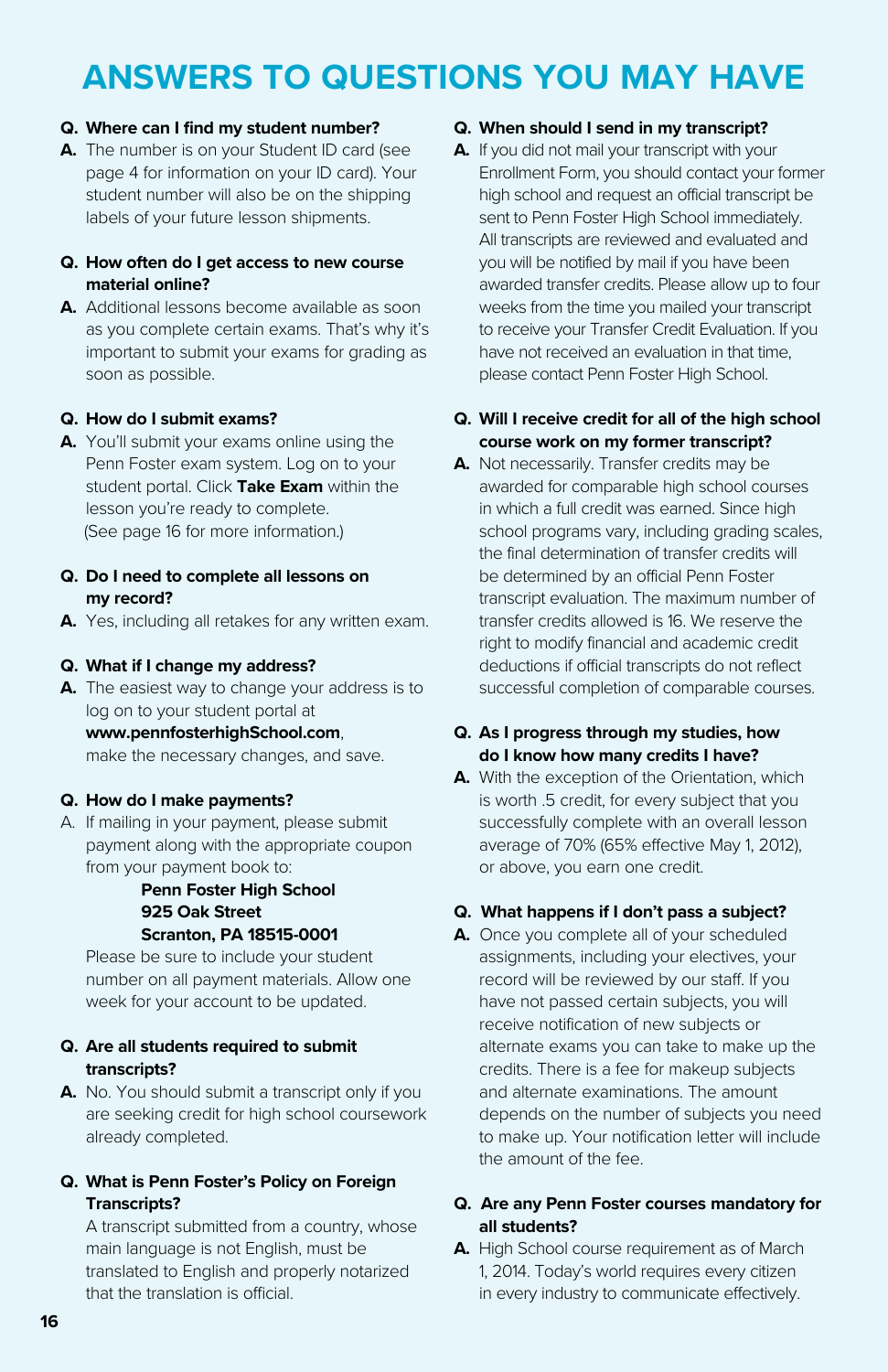# ANSWERS TO QUESTIONS YOU MAY HAVE

**Q. Where can I find my student number?**

**A.** The number is on your Student ID card (see page 4 for information on your ID card). Your student number will also be on the shipping labels of your future lesson shipments.

**Q. How often do I get access to new course material online?**

**A.** Additional lessons become available as soon as you complete certain exams. That's why it's important to submit your exams for grading as soon as possible.

**Q. How do I submit exams?**

**A.** You'll submit your exams online using the Penn Foster exam system. Log on to your student portal. Click **Take Exam** within the lesson you're ready to complete. (See page 16 for more information.)

**Q. Do I need to complete all lessons on my record?**

**A.** Yes, including all retakes for any written exam.

**Q. What if I change my address?**

**A.** The easiest way to change your address is to log on to your student portal at **www.pennfosterhighSchool.com**, make the necessary changes, and save.

**Q. How do I make payments?**

A. If mailing in your payment, please submit payment along with the appropriate coupon from your payment book to:

**Penn Foster High School**
**925 Oak Street**
**Scranton, PA 18515-0001**

Please be sure to include your student number on all payment materials. Allow one week for your account to be updated.

**Q. Are all students required to submit transcripts?**

**A.** No. You should submit a transcript only if you are seeking credit for high school coursework already completed.

**Q. What is Penn Foster's Policy on Foreign Transcripts?**

A transcript submitted from a country, whose main language is not English, must be translated to English and properly notarized that the translation is official.

**Q. When should I send in my transcript?**

**A.** If you did not mail your transcript with your Enrollment Form, you should contact your former high school and request an official transcript be sent to Penn Foster High School immediately. All transcripts are reviewed and evaluated and you will be notified by mail if you have been awarded transfer credits. Please allow up to four weeks from the time you mailed your transcript to receive your Transfer Credit Evaluation. If you have not received an evaluation in that time, please contact Penn Foster High School.

**Q. Will I receive credit for all of the high school course work on my former transcript?**

**A.** Not necessarily. Transfer credits may be awarded for comparable high school courses in which a full credit was earned. Since high school programs vary, including grading scales, the final determination of transfer credits will be determined by an official Penn Foster transcript evaluation. The maximum number of transfer credits allowed is 16. We reserve the right to modify financial and academic credit deductions if official transcripts do not reflect successful completion of comparable courses.

**Q. As I progress through my studies, how do I know how many credits I have?**

**A.** With the exception of the Orientation, which is worth .5 credit, for every subject that you successfully complete with an overall lesson average of 70% (65% effective May 1, 2012), or above, you earn one credit.

**Q. What happens if I don't pass a subject?**

**A.** Once you complete all of your scheduled assignments, including your electives, your record will be reviewed by our staff. If you have not passed certain subjects, you will receive notification of new subjects or alternate exams you can take to make up the credits. There is a fee for makeup subjects and alternate examinations. The amount depends on the number of subjects you need to make up. Your notification letter will include the amount of the fee.

**Q. Are any Penn Foster courses mandatory for all students?**

**A.** High School course requirement as of March 1, 2014. Today's world requires every citizen in every industry to communicate effectively.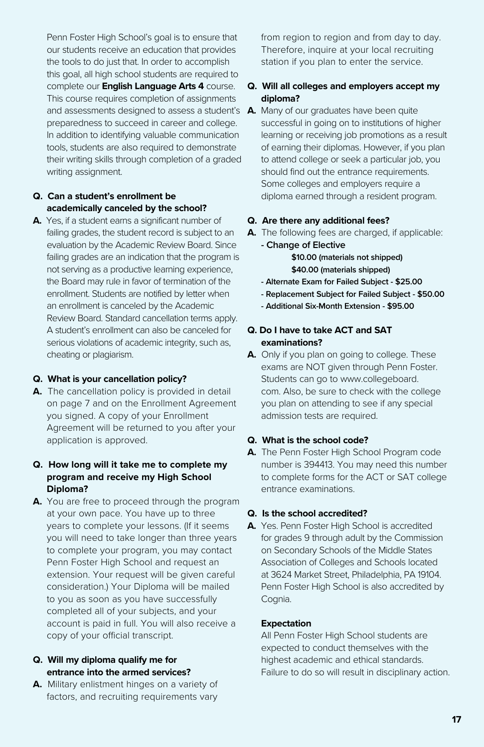Penn Foster High School's goal is to ensure that our students receive an education that provides the tools to do just that. In order to accomplish this goal, all high school students are required to complete our **English Language Arts 4** course. This course requires completion of assignments and assessments designed to assess a student's preparedness to succeed in career and college. In addition to identifying valuable communication tools, students are also required to demonstrate their writing skills through completion of a graded writing assignment.

**Q. Can a student's enrollment be academically canceled by the school?**

**A.** Yes, if a student earns a significant number of failing grades, the student record is subject to an evaluation by the Academic Review Board. Since failing grades are an indication that the program is not serving as a productive learning experience, the Board may rule in favor of termination of the enrollment. Students are notified by letter when an enrollment is canceled by the Academic Review Board. Standard cancellation terms apply. A student's enrollment can also be canceled for serious violations of academic integrity, such as, cheating or plagiarism.

**Q. What is your cancellation policy?**

**A.** The cancellation policy is provided in detail on page 7 and on the Enrollment Agreement you signed. A copy of your Enrollment Agreement will be returned to you after your application is approved.

**Q. How long will it take me to complete my program and receive my High School Diploma?**

**A.** You are free to proceed through the program at your own pace. You have up to three years to complete your lessons. (If it seems you will need to take longer than three years to complete your program, you may contact Penn Foster High School and request an extension. Your request will be given careful consideration.) Your Diploma will be mailed to you as soon as you have successfully completed all of your subjects, and your account is paid in full. You will also receive a copy of your official transcript.

**Q. Will my diploma qualify me for entrance into the armed services?**

**A.** Military enlistment hinges on a variety of factors, and recruiting requirements vary from region to region and from day to day. Therefore, inquire at your local recruiting station if you plan to enter the service.

**Q. Will all colleges and employers accept my diploma?**

**A.** Many of our graduates have been quite successful in going on to institutions of higher learning or receiving job promotions as a result of earning their diplomas. However, if you plan to attend college or seek a particular job, you should find out the entrance requirements. Some colleges and employers require a diploma earned through a resident program.

**Q. Are there any additional fees?**

**A.** The following fees are charged, if applicable:

- **Change of Elective**
  - **$10.00 (materials not shipped)**
  - **$40.00 (materials shipped)**
- **Alternate Exam for Failed Subject - $25.00**
- **Replacement Subject for Failed Subject - $50.00**
- **Additional Six-Month Extension - $95.00**

**Q. Do I have to take ACT and SAT examinations?**

**A.** Only if you plan on going to college. These exams are NOT given through Penn Foster. Students can go to www.collegeboard.com. Also, be sure to check with the college you plan on attending to see if any special admission tests are required.

**Q. What is the school code?**

**A.** The Penn Foster High School Program code number is 394413. You may need this number to complete forms for the ACT or SAT college entrance examinations.

**Q. Is the school accredited?**

**A.** Yes. Penn Foster High School is accredited for grades 9 through adult by the Commission on Secondary Schools of the Middle States Association of Colleges and Schools located at 3624 Market Street, Philadelphia, PA 19104. Penn Foster High School is also accredited by Cognia.

**Expectation**

All Penn Foster High School students are expected to conduct themselves with the highest academic and ethical standards. Failure to do so will result in disciplinary action.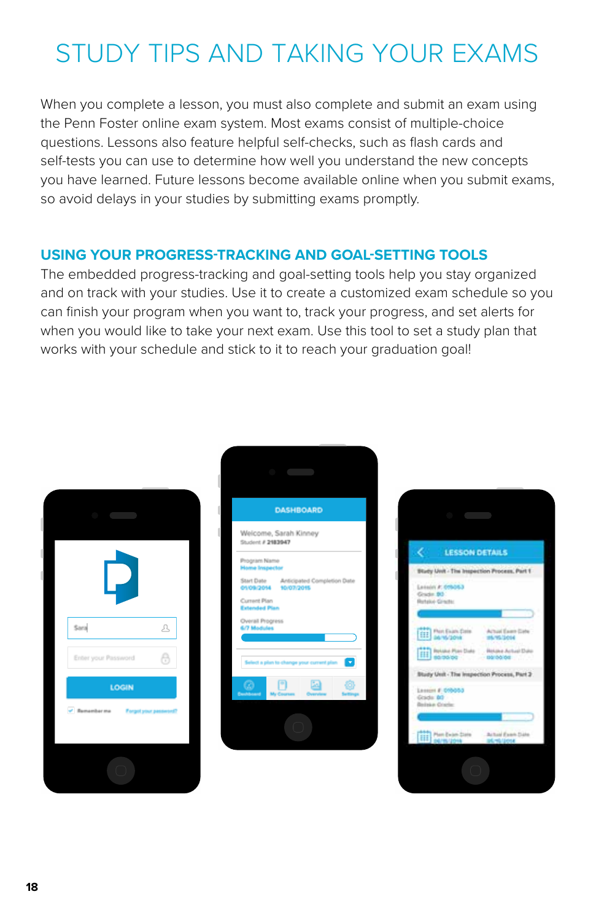# STUDY TIPS AND TAKING YOUR EXAMS

When you complete a lesson, you must also complete and submit an exam using the Penn Foster online exam system. Most exams consist of multiple-choice questions. Lessons also feature helpful self-checks, such as flash cards and self-tests you can use to determine how well you understand the new concepts you have learned. Future lessons become available online when you submit exams, so avoid delays in your studies by submitting exams promptly.

## USING YOUR PROGRESS-TRACKING AND GOAL-SETTING TOOLS

The embedded progress-tracking and goal-setting tools help you stay organized and on track with your studies. Use it to create a customized exam schedule so you can finish your program when you want to, track your progress, and set alerts for when you would like to take your next exam. Use this tool to set a study plan that works with your schedule and stick to it to reach your graduation goal!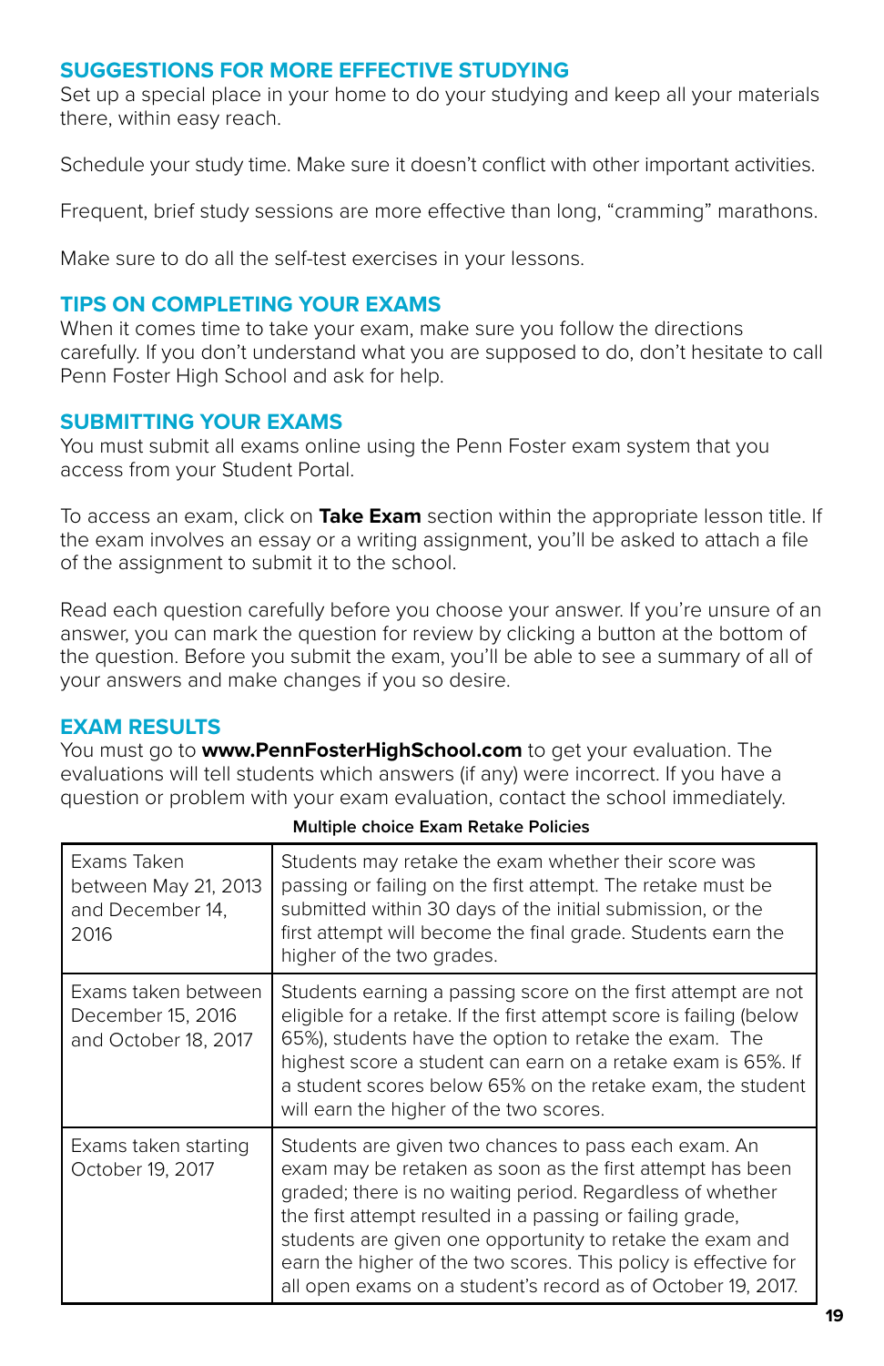## SUGGESTIONS FOR MORE EFFECTIVE STUDYING

Set up a special place in your home to do your studying and keep all your materials there, within easy reach.

Schedule your study time. Make sure it doesn't conflict with other important activities.

Frequent, brief study sessions are more effective than long, "cramming" marathons.

Make sure to do all the self-test exercises in your lessons.

## TIPS ON COMPLETING YOUR EXAMS

When it comes time to take your exam, make sure you follow the directions carefully. If you don't understand what you are supposed to do, don't hesitate to call Penn Foster High School and ask for help.

## SUBMITTING YOUR EXAMS

You must submit all exams online using the Penn Foster exam system that you access from your Student Portal.

To access an exam, click on **Take Exam** section within the appropriate lesson title. If the exam involves an essay or a writing assignment, you'll be asked to attach a file of the assignment to submit it to the school.

Read each question carefully before you choose your answer. If you're unsure of an answer, you can mark the question for review by clicking a button at the bottom of the question. Before you submit the exam, you'll be able to see a summary of all of your answers and make changes if you so desire.

## EXAM RESULTS

You must go to **www.PennFosterHighSchool.com** to get your evaluation. The evaluations will tell students which answers (if any) were incorrect. If you have a question or problem with your exam evaluation, contact the school immediately.

**Multiple choice Exam Retake Policies**

| | |
|---|---|
| Exams Taken between May 21, 2013 and December 14, 2016 | Students may retake the exam whether their score was passing or failing on the first attempt. The retake must be submitted within 30 days of the initial submission, or the first attempt will become the final grade. Students earn the higher of the two grades. |
| Exams taken between December 15, 2016 and October 18, 2017 | Students earning a passing score on the first attempt are not eligible for a retake. If the first attempt score is failing (below 65%), students have the option to retake the exam. The highest score a student can earn on a retake exam is 65%. If a student scores below 65% on the retake exam, the student will earn the higher of the two scores. |
| Exams taken starting October 19, 2017 | Students are given two chances to pass each exam. An exam may be retaken as soon as the first attempt has been graded; there is no waiting period. Regardless of whether the first attempt resulted in a passing or failing grade, students are given one opportunity to retake the exam and earn the higher of the two scores. This policy is effective for all open exams on a student's record as of October 19, 2017. |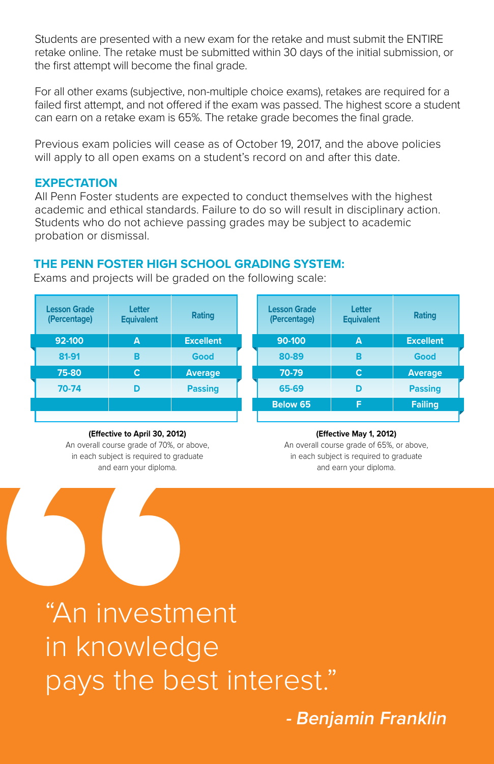Students are presented with a new exam for the retake and must submit the ENTIRE retake online. The retake must be submitted within 30 days of the initial submission, or the first attempt will become the final grade.

For all other exams (subjective, non-multiple choice exams), retakes are required for a failed first attempt, and not offered if the exam was passed. The highest score a student can earn on a retake exam is 65%. The retake grade becomes the final grade.

Previous exam policies will cease as of October 19, 2017, and the above policies will apply to all open exams on a student's record on and after this date.

## EXPECTATION

All Penn Foster students are expected to conduct themselves with the highest academic and ethical standards. Failure to do so will result in disciplinary action. Students who do not achieve passing grades may be subject to academic probation or dismissal.

## THE PENN FOSTER HIGH SCHOOL GRADING SYSTEM:

Exams and projects will be graded on the following scale:

| Lesson Grade (Percentage) | Letter Equivalent | Rating |
|---|---|---|
| 92-100 | A | Excellent |
| 81-91 | B | Good |
| 75-80 | C | Average |
| 70-74 | D | Passing |

**(Effective to April 30, 2012)**
An overall course grade of 70%, or above, in each subject is required to graduate and earn your diploma.

| Lesson Grade (Percentage) | Letter Equivalent | Rating |
|---|---|---|
| 90-100 | A | Excellent |
| 80-89 | B | Good |
| 70-79 | C | Average |
| 65-69 | D | Passing |
| Below 65 | F | Failing |

**(Effective May 1, 2012)**
An overall course grade of 65%, or above, in each subject is required to graduate and earn your diploma.

"An investment in knowledge pays the best interest."

***- Benjamin Franklin***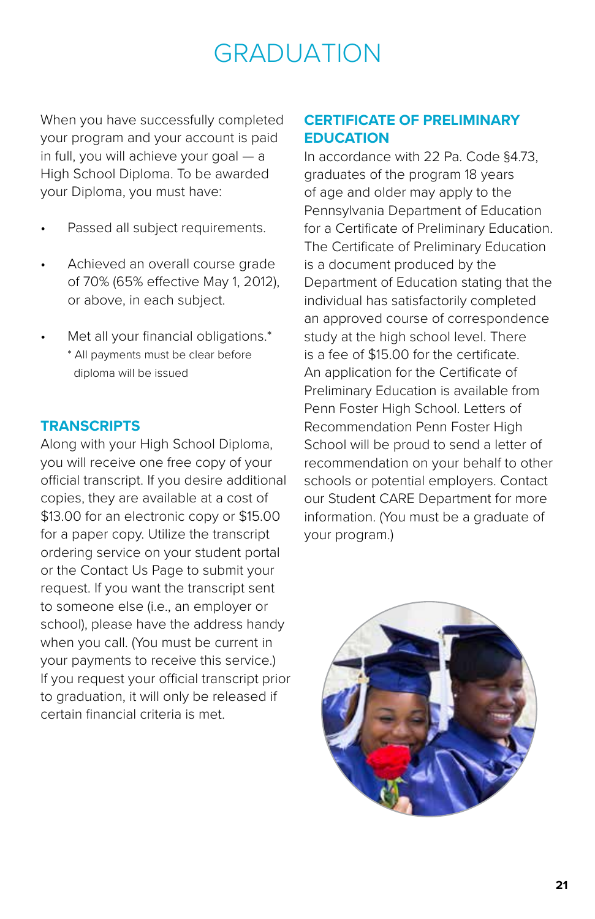# GRADUATION

When you have successfully completed your program and your account is paid in full, you will achieve your goal — a High School Diploma. To be awarded your Diploma, you must have:

- Passed all subject requirements.
- Achieved an overall course grade of 70% (65% effective May 1, 2012), or above, in each subject.
- Met all your financial obligations.*
  
  * All payments must be clear before diploma will be issued

## TRANSCRIPTS

Along with your High School Diploma, you will receive one free copy of your official transcript. If you desire additional copies, they are available at a cost of $13.00 for an electronic copy or $15.00 for a paper copy. Utilize the transcript ordering service on your student portal or the Contact Us Page to submit your request. If you want the transcript sent to someone else (i.e., an employer or school), please have the address handy when you call. (You must be current in your payments to receive this service.) If you request your official transcript prior to graduation, it will only be released if certain financial criteria is met.

## CERTIFICATE OF PRELIMINARY EDUCATION

In accordance with 22 Pa. Code §4.73, graduates of the program 18 years of age and older may apply to the Pennsylvania Department of Education for a Certificate of Preliminary Education. The Certificate of Preliminary Education is a document produced by the Department of Education stating that the individual has satisfactorily completed an approved course of correspondence study at the high school level. There is a fee of $15.00 for the certificate. An application for the Certificate of Preliminary Education is available from Penn Foster High School. Letters of Recommendation Penn Foster High School will be proud to send a letter of recommendation on your behalf to other schools or potential employers. Contact our Student CARE Department for more information. (You must be a graduate of your program.)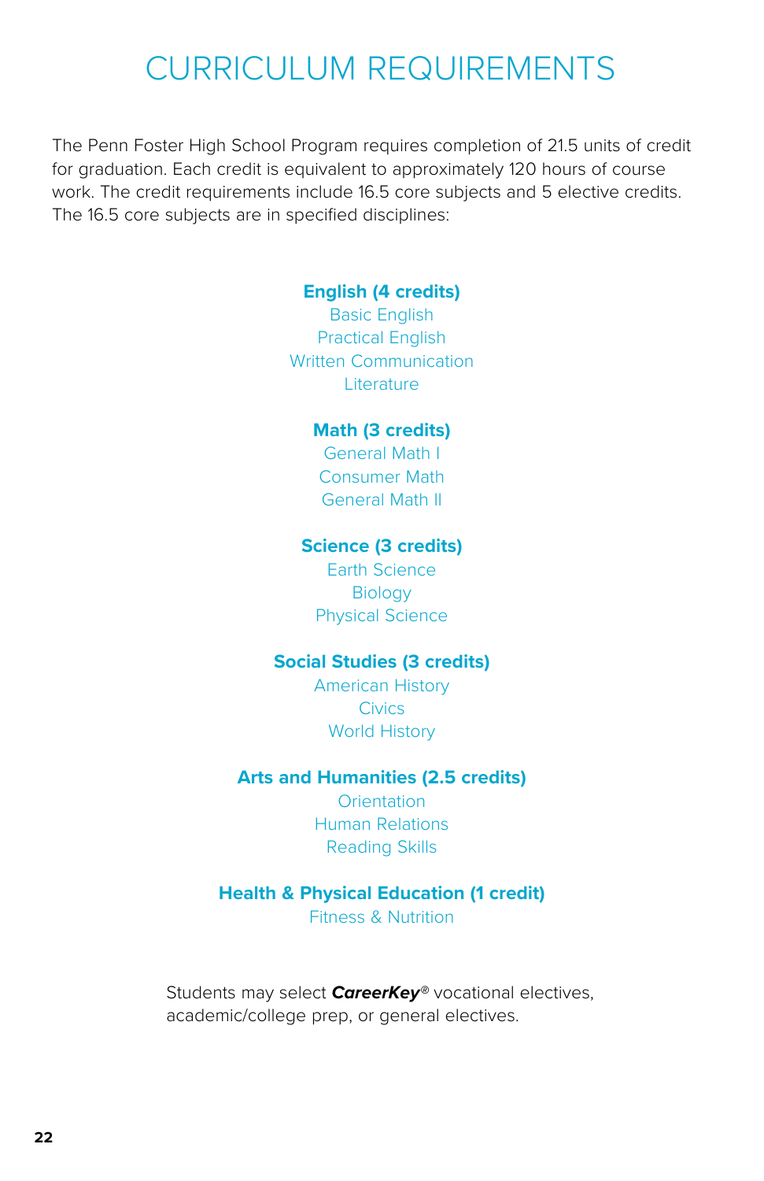# CURRICULUM REQUIREMENTS

The Penn Foster High School Program requires completion of 21.5 units of credit for graduation. Each credit is equivalent to approximately 120 hours of course work. The credit requirements include 16.5 core subjects and 5 elective credits. The 16.5 core subjects are in specified disciplines:

**English (4 credits)**
Basic English
Practical English
Written Communication
Literature

**Math (3 credits)**
General Math I
Consumer Math
General Math II

**Science (3 credits)**
Earth Science
Biology
Physical Science

**Social Studies (3 credits)**
American History
Civics
World History

**Arts and Humanities (2.5 credits)**
Orientation
Human Relations
Reading Skills

**Health & Physical Education (1 credit)**
Fitness & Nutrition

Students may select ***CareerKey***® vocational electives, academic/college prep, or general electives.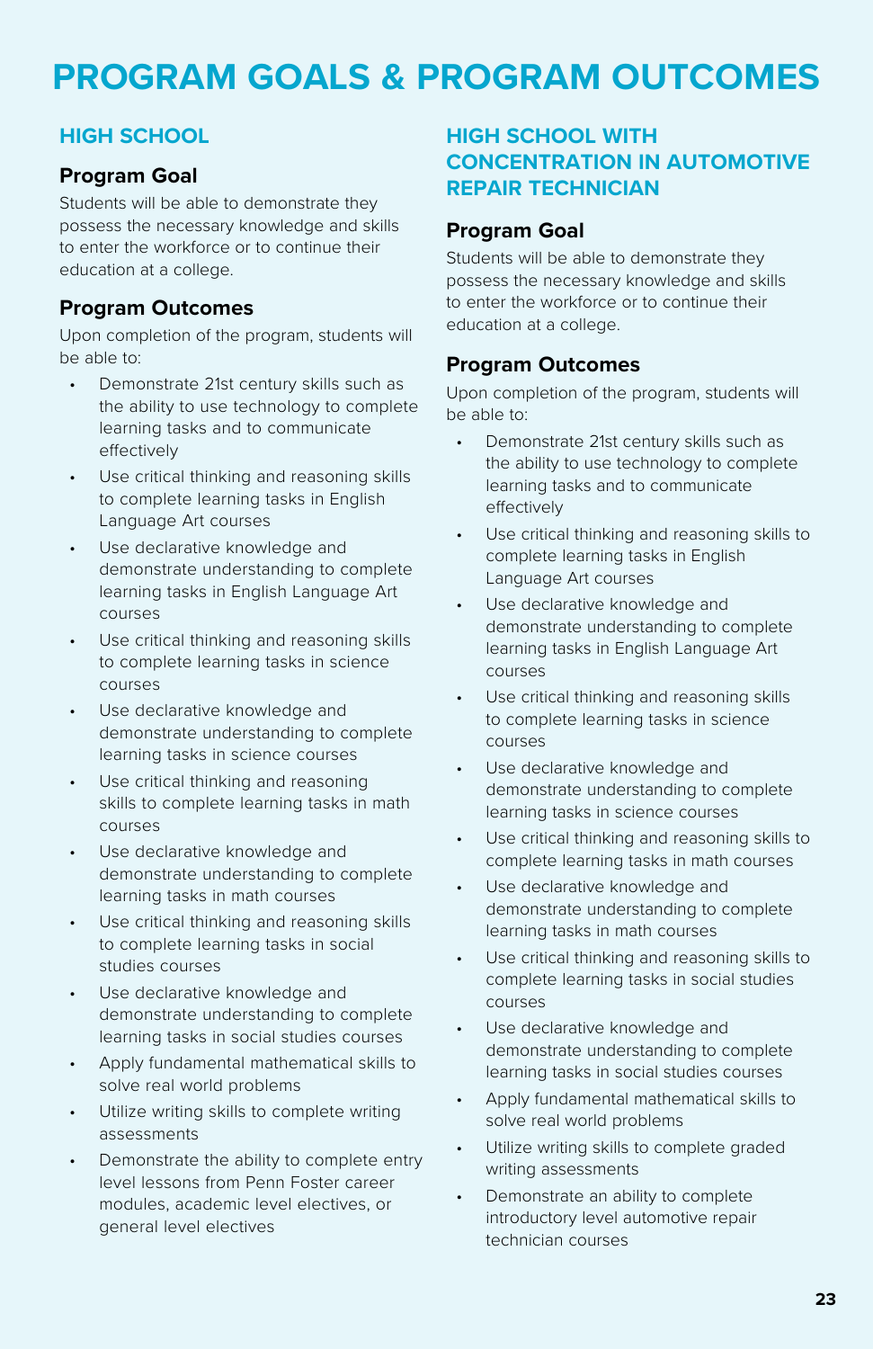# PROGRAM GOALS & PROGRAM OUTCOMES

## HIGH SCHOOL

### Program Goal

Students will be able to demonstrate they possess the necessary knowledge and skills to enter the workforce or to continue their education at a college.

### Program Outcomes

Upon completion of the program, students will be able to:

- Demonstrate 21st century skills such as the ability to use technology to complete learning tasks and to communicate effectively
- Use critical thinking and reasoning skills to complete learning tasks in English Language Art courses
- Use declarative knowledge and demonstrate understanding to complete learning tasks in English Language Art courses
- Use critical thinking and reasoning skills to complete learning tasks in science courses
- Use declarative knowledge and demonstrate understanding to complete learning tasks in science courses
- Use critical thinking and reasoning skills to complete learning tasks in math courses
- Use declarative knowledge and demonstrate understanding to complete learning tasks in math courses
- Use critical thinking and reasoning skills to complete learning tasks in social studies courses
- Use declarative knowledge and demonstrate understanding to complete learning tasks in social studies courses
- Apply fundamental mathematical skills to solve real world problems
- Utilize writing skills to complete writing assessments
- Demonstrate the ability to complete entry level lessons from Penn Foster career modules, academic level electives, or general level electives

## HIGH SCHOOL WITH CONCENTRATION IN AUTOMOTIVE REPAIR TECHNICIAN

### Program Goal

Students will be able to demonstrate they possess the necessary knowledge and skills to enter the workforce or to continue their education at a college.

### Program Outcomes

Upon completion of the program, students will be able to:

- Demonstrate 21st century skills such as the ability to use technology to complete learning tasks and to communicate effectively
- Use critical thinking and reasoning skills to complete learning tasks in English Language Art courses
- Use declarative knowledge and demonstrate understanding to complete learning tasks in English Language Art courses
- Use critical thinking and reasoning skills to complete learning tasks in science courses
- Use declarative knowledge and demonstrate understanding to complete learning tasks in science courses
- Use critical thinking and reasoning skills to complete learning tasks in math courses
- Use declarative knowledge and demonstrate understanding to complete learning tasks in math courses
- Use critical thinking and reasoning skills to complete learning tasks in social studies courses
- Use declarative knowledge and demonstrate understanding to complete learning tasks in social studies courses
- Apply fundamental mathematical skills to solve real world problems
- Utilize writing skills to complete graded writing assessments
- Demonstrate an ability to complete introductory level automotive repair technician courses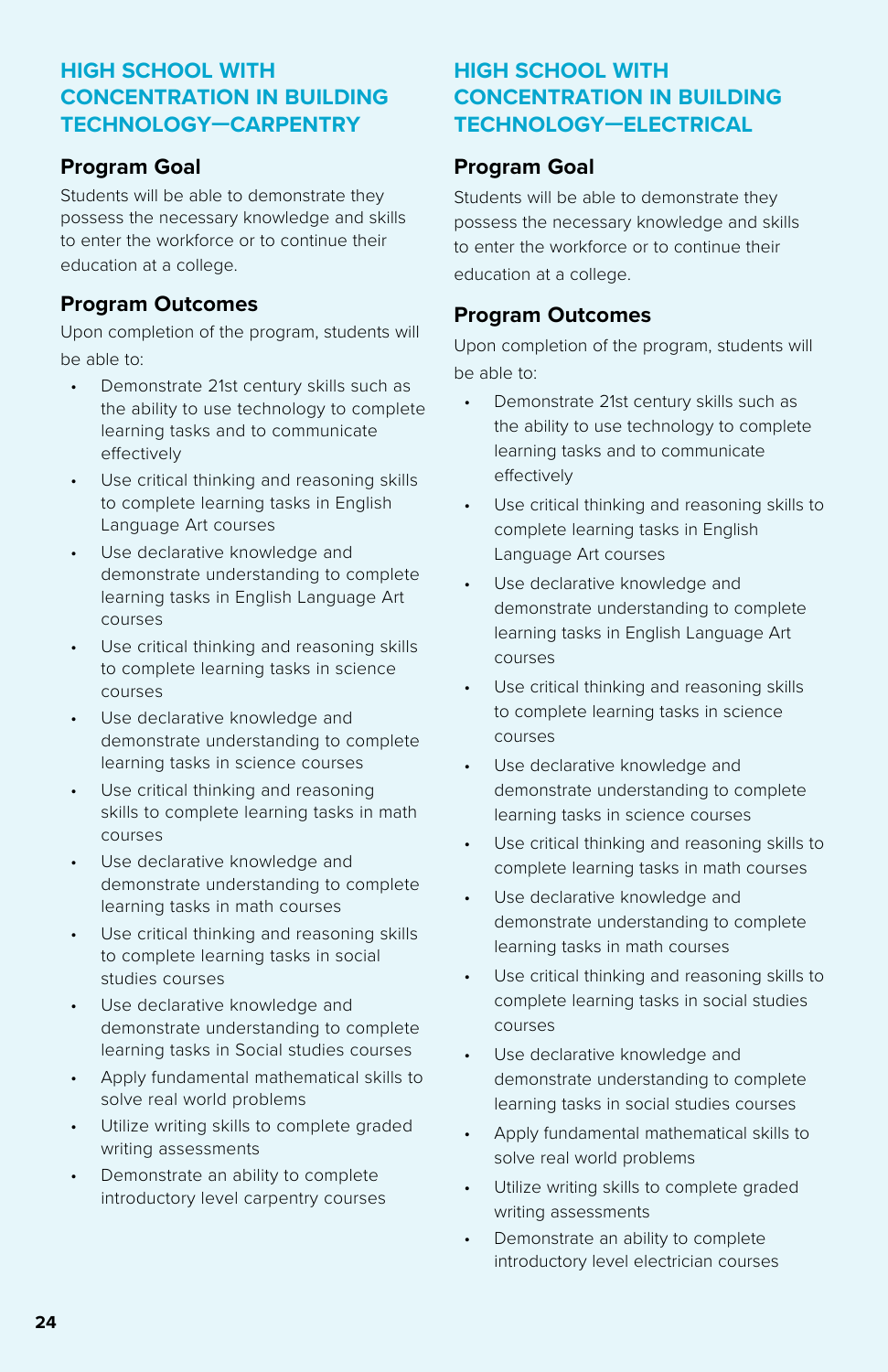## HIGH SCHOOL WITH CONCENTRATION IN BUILDING TECHNOLOGY—CARPENTRY

### Program Goal

Students will be able to demonstrate they possess the necessary knowledge and skills to enter the workforce or to continue their education at a college.

### Program Outcomes

Upon completion of the program, students will be able to:

- Demonstrate 21st century skills such as the ability to use technology to complete learning tasks and to communicate effectively
- Use critical thinking and reasoning skills to complete learning tasks in English Language Art courses
- Use declarative knowledge and demonstrate understanding to complete learning tasks in English Language Art courses
- Use critical thinking and reasoning skills to complete learning tasks in science courses
- Use declarative knowledge and demonstrate understanding to complete learning tasks in science courses
- Use critical thinking and reasoning skills to complete learning tasks in math courses
- Use declarative knowledge and demonstrate understanding to complete learning tasks in math courses
- Use critical thinking and reasoning skills to complete learning tasks in social studies courses
- Use declarative knowledge and demonstrate understanding to complete learning tasks in Social studies courses
- Apply fundamental mathematical skills to solve real world problems
- Utilize writing skills to complete graded writing assessments
- Demonstrate an ability to complete introductory level carpentry courses

## HIGH SCHOOL WITH CONCENTRATION IN BUILDING TECHNOLOGY—ELECTRICAL

### Program Goal

Students will be able to demonstrate they possess the necessary knowledge and skills to enter the workforce or to continue their education at a college.

### Program Outcomes

Upon completion of the program, students will be able to:

- Demonstrate 21st century skills such as the ability to use technology to complete learning tasks and to communicate effectively
- Use critical thinking and reasoning skills to complete learning tasks in English Language Art courses
- Use declarative knowledge and demonstrate understanding to complete learning tasks in English Language Art courses
- Use critical thinking and reasoning skills to complete learning tasks in science courses
- Use declarative knowledge and demonstrate understanding to complete learning tasks in science courses
- Use critical thinking and reasoning skills to complete learning tasks in math courses
- Use declarative knowledge and demonstrate understanding to complete learning tasks in math courses
- Use critical thinking and reasoning skills to complete learning tasks in social studies courses
- Use declarative knowledge and demonstrate understanding to complete learning tasks in social studies courses
- Apply fundamental mathematical skills to solve real world problems
- Utilize writing skills to complete graded writing assessments
- Demonstrate an ability to complete introductory level electrician courses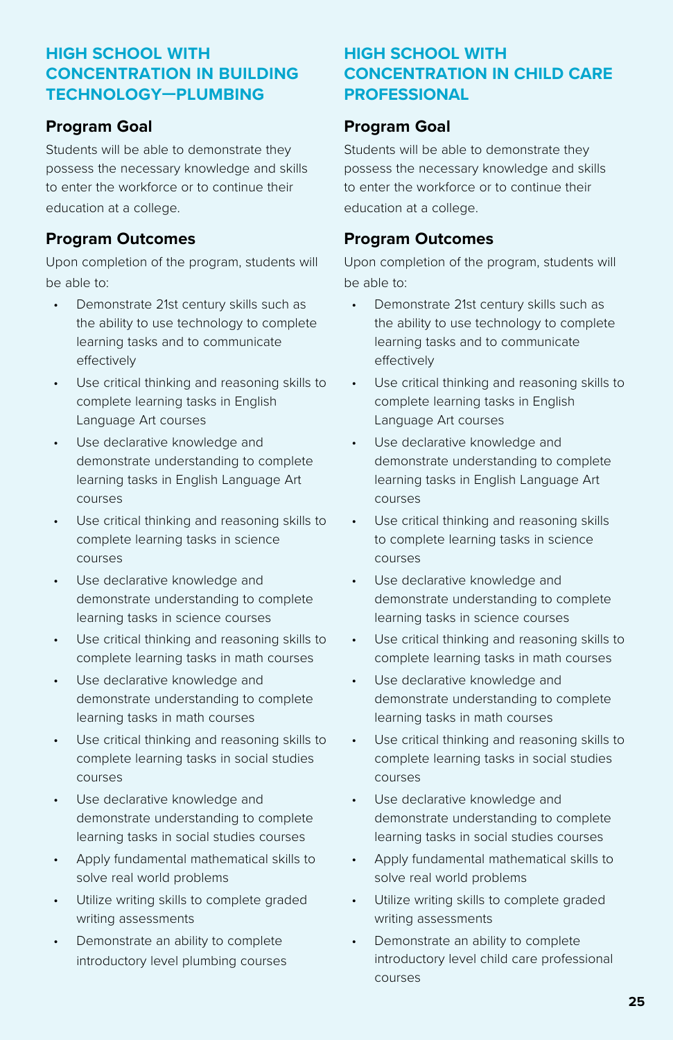## HIGH SCHOOL WITH CONCENTRATION IN BUILDING TECHNOLOGY—PLUMBING

### Program Goal

Students will be able to demonstrate they possess the necessary knowledge and skills to enter the workforce or to continue their education at a college.

### Program Outcomes

Upon completion of the program, students will be able to:

- Demonstrate 21st century skills such as the ability to use technology to complete learning tasks and to communicate effectively
- Use critical thinking and reasoning skills to complete learning tasks in English Language Art courses
- Use declarative knowledge and demonstrate understanding to complete learning tasks in English Language Art courses
- Use critical thinking and reasoning skills to complete learning tasks in science courses
- Use declarative knowledge and demonstrate understanding to complete learning tasks in science courses
- Use critical thinking and reasoning skills to complete learning tasks in math courses
- Use declarative knowledge and demonstrate understanding to complete learning tasks in math courses
- Use critical thinking and reasoning skills to complete learning tasks in social studies courses
- Use declarative knowledge and demonstrate understanding to complete learning tasks in social studies courses
- Apply fundamental mathematical skills to solve real world problems
- Utilize writing skills to complete graded writing assessments
- Demonstrate an ability to complete introductory level plumbing courses

## HIGH SCHOOL WITH CONCENTRATION IN CHILD CARE PROFESSIONAL

### Program Goal

Students will be able to demonstrate they possess the necessary knowledge and skills to enter the workforce or to continue their education at a college.

### Program Outcomes

Upon completion of the program, students will be able to:

- Demonstrate 21st century skills such as the ability to use technology to complete learning tasks and to communicate effectively
- Use critical thinking and reasoning skills to complete learning tasks in English Language Art courses
- Use declarative knowledge and demonstrate understanding to complete learning tasks in English Language Art courses
- Use critical thinking and reasoning skills to complete learning tasks in science courses
- Use declarative knowledge and demonstrate understanding to complete learning tasks in science courses
- Use critical thinking and reasoning skills to complete learning tasks in math courses
- Use declarative knowledge and demonstrate understanding to complete learning tasks in math courses
- Use critical thinking and reasoning skills to complete learning tasks in social studies courses
- Use declarative knowledge and demonstrate understanding to complete learning tasks in social studies courses
- Apply fundamental mathematical skills to solve real world problems
- Utilize writing skills to complete graded writing assessments
- Demonstrate an ability to complete introductory level child care professional courses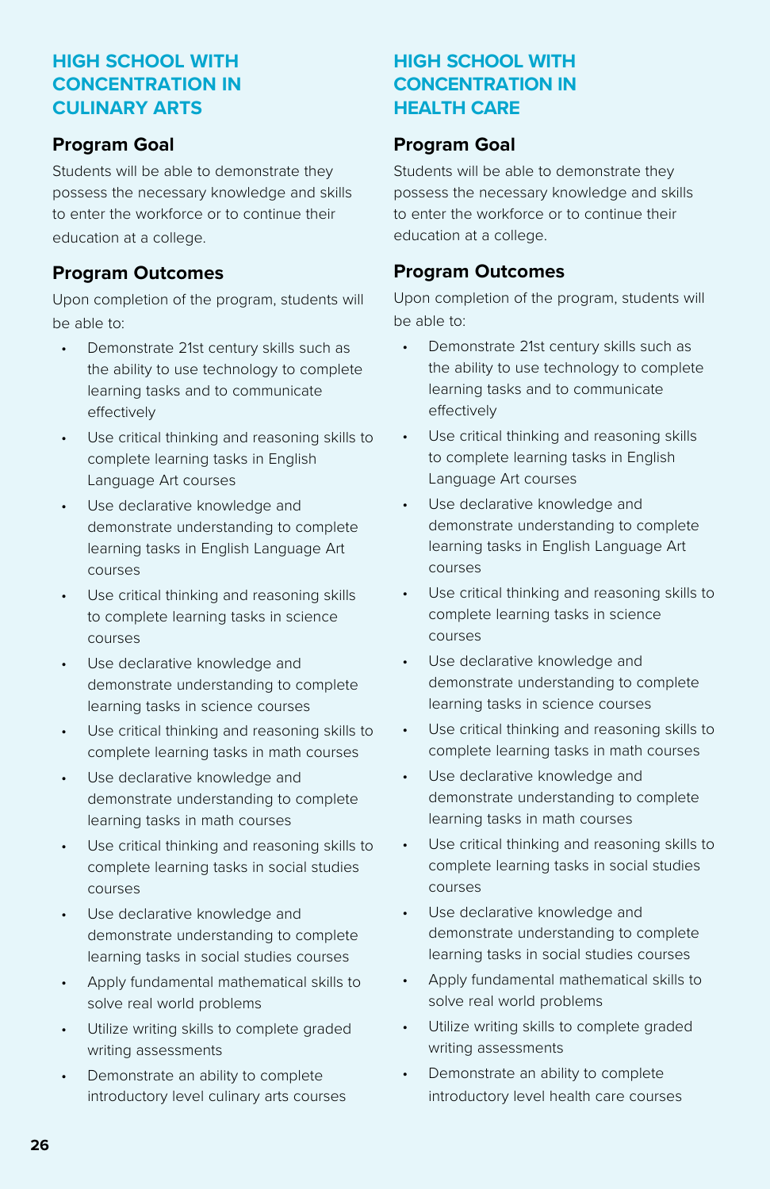## HIGH SCHOOL WITH CONCENTRATION IN CULINARY ARTS

### Program Goal

Students will be able to demonstrate they possess the necessary knowledge and skills to enter the workforce or to continue their education at a college.

### Program Outcomes

Upon completion of the program, students will be able to:

- Demonstrate 21st century skills such as the ability to use technology to complete learning tasks and to communicate effectively
- Use critical thinking and reasoning skills to complete learning tasks in English Language Art courses
- Use declarative knowledge and demonstrate understanding to complete learning tasks in English Language Art courses
- Use critical thinking and reasoning skills to complete learning tasks in science courses
- Use declarative knowledge and demonstrate understanding to complete learning tasks in science courses
- Use critical thinking and reasoning skills to complete learning tasks in math courses
- Use declarative knowledge and demonstrate understanding to complete learning tasks in math courses
- Use critical thinking and reasoning skills to complete learning tasks in social studies courses
- Use declarative knowledge and demonstrate understanding to complete learning tasks in social studies courses
- Apply fundamental mathematical skills to solve real world problems
- Utilize writing skills to complete graded writing assessments
- Demonstrate an ability to complete introductory level culinary arts courses

## HIGH SCHOOL WITH CONCENTRATION IN HEALTH CARE

### Program Goal

Students will be able to demonstrate they possess the necessary knowledge and skills to enter the workforce or to continue their education at a college.

### Program Outcomes

Upon completion of the program, students will be able to:

- Demonstrate 21st century skills such as the ability to use technology to complete learning tasks and to communicate effectively
- Use critical thinking and reasoning skills to complete learning tasks in English Language Art courses
- Use declarative knowledge and demonstrate understanding to complete learning tasks in English Language Art courses
- Use critical thinking and reasoning skills to complete learning tasks in science courses
- Use declarative knowledge and demonstrate understanding to complete learning tasks in science courses
- Use critical thinking and reasoning skills to complete learning tasks in math courses
- Use declarative knowledge and demonstrate understanding to complete learning tasks in math courses
- Use critical thinking and reasoning skills to complete learning tasks in social studies courses
- Use declarative knowledge and demonstrate understanding to complete learning tasks in social studies courses
- Apply fundamental mathematical skills to solve real world problems
- Utilize writing skills to complete graded writing assessments
- Demonstrate an ability to complete introductory level health care courses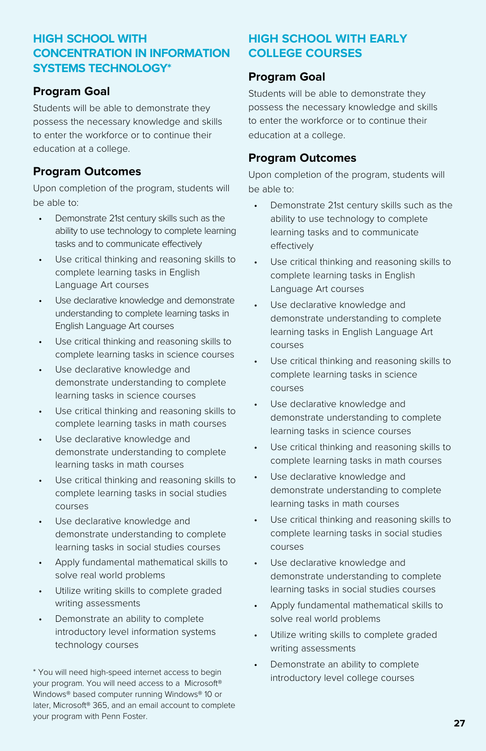## HIGH SCHOOL WITH CONCENTRATION IN INFORMATION SYSTEMS TECHNOLOGY*

### Program Goal

Students will be able to demonstrate they possess the necessary knowledge and skills to enter the workforce or to continue their education at a college.

### Program Outcomes

Upon completion of the program, students will be able to:

- Demonstrate 21st century skills such as the ability to use technology to complete learning tasks and to communicate effectively
- Use critical thinking and reasoning skills to complete learning tasks in English Language Art courses
- Use declarative knowledge and demonstrate understanding to complete learning tasks in English Language Art courses
- Use critical thinking and reasoning skills to complete learning tasks in science courses
- Use declarative knowledge and demonstrate understanding to complete learning tasks in science courses
- Use critical thinking and reasoning skills to complete learning tasks in math courses
- Use declarative knowledge and demonstrate understanding to complete learning tasks in math courses
- Use critical thinking and reasoning skills to complete learning tasks in social studies courses
- Use declarative knowledge and demonstrate understanding to complete learning tasks in social studies courses
- Apply fundamental mathematical skills to solve real world problems
- Utilize writing skills to complete graded writing assessments
- Demonstrate an ability to complete introductory level information systems technology courses

* You will need high-speed internet access to begin your program. You will need access to a Microsoft® Windows® based computer running Windows® 10 or later, Microsoft® 365, and an email account to complete your program with Penn Foster.

## HIGH SCHOOL WITH EARLY COLLEGE COURSES

### Program Goal

Students will be able to demonstrate they possess the necessary knowledge and skills to enter the workforce or to continue their education at a college.

### Program Outcomes

Upon completion of the program, students will be able to:

- Demonstrate 21st century skills such as the ability to use technology to complete learning tasks and to communicate effectively
- Use critical thinking and reasoning skills to complete learning tasks in English Language Art courses
- Use declarative knowledge and demonstrate understanding to complete learning tasks in English Language Art courses
- Use critical thinking and reasoning skills to complete learning tasks in science courses
- Use declarative knowledge and demonstrate understanding to complete learning tasks in science courses
- Use critical thinking and reasoning skills to complete learning tasks in math courses
- Use declarative knowledge and demonstrate understanding to complete learning tasks in math courses
- Use critical thinking and reasoning skills to complete learning tasks in social studies courses
- Use declarative knowledge and demonstrate understanding to complete learning tasks in social studies courses
- Apply fundamental mathematical skills to solve real world problems
- Utilize writing skills to complete graded writing assessments
- Demonstrate an ability to complete introductory level college courses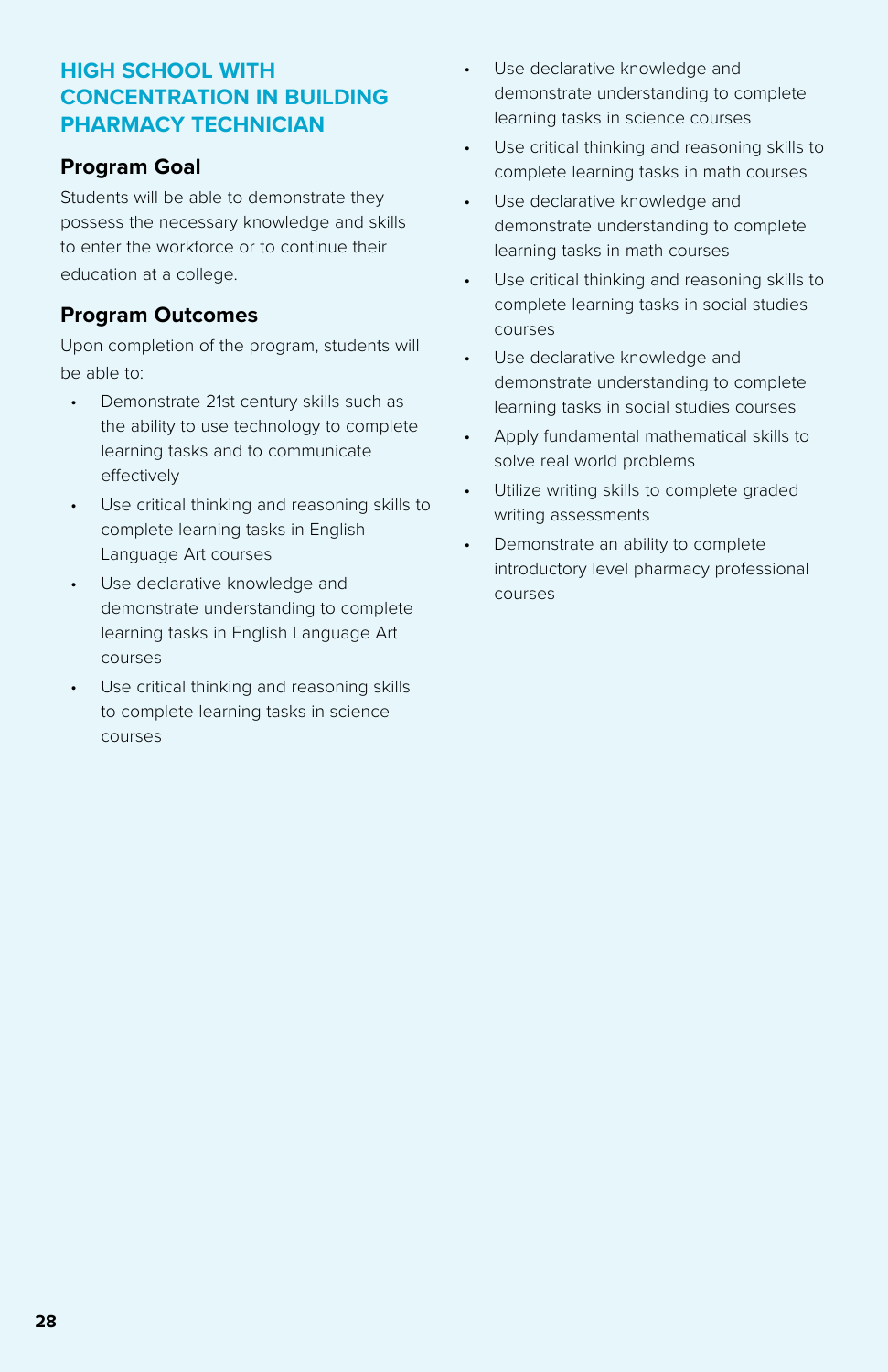## HIGH SCHOOL WITH CONCENTRATION IN BUILDING PHARMACY TECHNICIAN

### Program Goal

Students will be able to demonstrate they possess the necessary knowledge and skills to enter the workforce or to continue their education at a college.

### Program Outcomes

Upon completion of the program, students will be able to:

- Demonstrate 21st century skills such as the ability to use technology to complete learning tasks and to communicate effectively
- Use critical thinking and reasoning skills to complete learning tasks in English Language Art courses
- Use declarative knowledge and demonstrate understanding to complete learning tasks in English Language Art courses
- Use critical thinking and reasoning skills to complete learning tasks in science courses
- Use declarative knowledge and demonstrate understanding to complete learning tasks in science courses
- Use critical thinking and reasoning skills to complete learning tasks in math courses
- Use declarative knowledge and demonstrate understanding to complete learning tasks in math courses
- Use critical thinking and reasoning skills to complete learning tasks in social studies courses
- Use declarative knowledge and demonstrate understanding to complete learning tasks in social studies courses
- Apply fundamental mathematical skills to solve real world problems
- Utilize writing skills to complete graded writing assessments
- Demonstrate an ability to complete introductory level pharmacy professional courses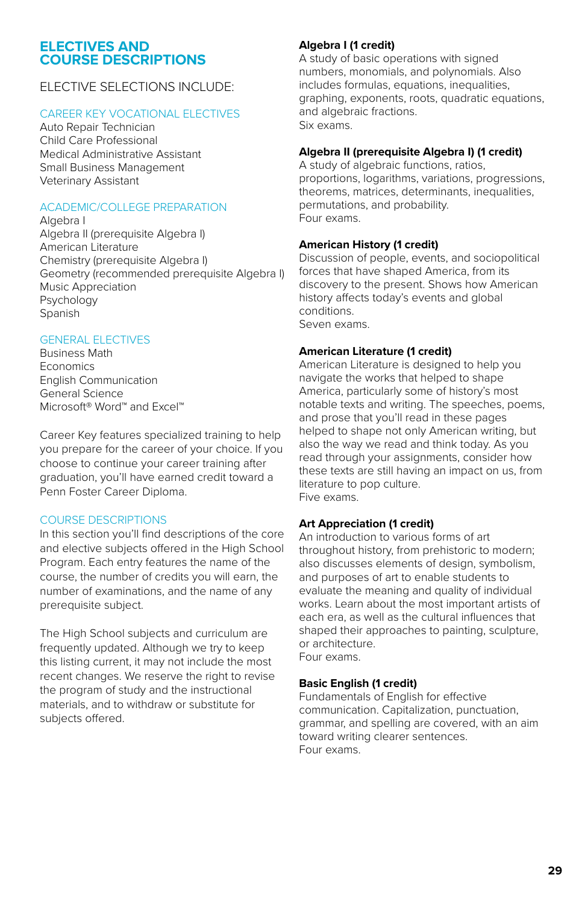## ELECTIVES AND COURSE DESCRIPTIONS

ELECTIVE SELECTIONS INCLUDE:

### CAREER KEY VOCATIONAL ELECTIVES

Auto Repair Technician
Child Care Professional
Medical Administrative Assistant
Small Business Management
Veterinary Assistant

### ACADEMIC/COLLEGE PREPARATION

Algebra I
Algebra II (prerequisite Algebra I)
American Literature
Chemistry (prerequisite Algebra I)
Geometry (recommended prerequisite Algebra I)
Music Appreciation
Psychology
Spanish

### GENERAL ELECTIVES

Business Math
Economics
English Communication
General Science
Microsoft® Word™ and Excel™

Career Key features specialized training to help you prepare for the career of your choice. If you choose to continue your career training after graduation, you'll have earned credit toward a Penn Foster Career Diploma.

### COURSE DESCRIPTIONS

In this section you'll find descriptions of the core and elective subjects offered in the High School Program. Each entry features the name of the course, the number of credits you will earn, the number of examinations, and the name of any prerequisite subject.

The High School subjects and curriculum are frequently updated. Although we try to keep this listing current, it may not include the most recent changes. We reserve the right to revise the program of study and the instructional materials, and to withdraw or substitute for subjects offered.

**Algebra I (1 credit)**
A study of basic operations with signed numbers, monomials, and polynomials. Also includes formulas, equations, inequalities, graphing, exponents, roots, quadratic equations, and algebraic fractions.
Six exams.

**Algebra II (prerequisite Algebra I) (1 credit)**
A study of algebraic functions, ratios, proportions, logarithms, variations, progressions, theorems, matrices, determinants, inequalities, permutations, and probability.
Four exams.

**American History (1 credit)**
Discussion of people, events, and sociopolitical forces that have shaped America, from its discovery to the present. Shows how American history affects today's events and global conditions.
Seven exams.

**American Literature (1 credit)**
American Literature is designed to help you navigate the works that helped to shape America, particularly some of history's most notable texts and writing. The speeches, poems, and prose that you'll read in these pages helped to shape not only American writing, but also the way we read and think today. As you read through your assignments, consider how these texts are still having an impact on us, from literature to pop culture.
Five exams.

**Art Appreciation (1 credit)**
An introduction to various forms of art throughout history, from prehistoric to modern; also discusses elements of design, symbolism, and purposes of art to enable students to evaluate the meaning and quality of individual works. Learn about the most important artists of each era, as well as the cultural influences that shaped their approaches to painting, sculpture, or architecture.
Four exams.

**Basic English (1 credit)**
Fundamentals of English for effective communication. Capitalization, punctuation, grammar, and spelling are covered, with an aim toward writing clearer sentences.
Four exams.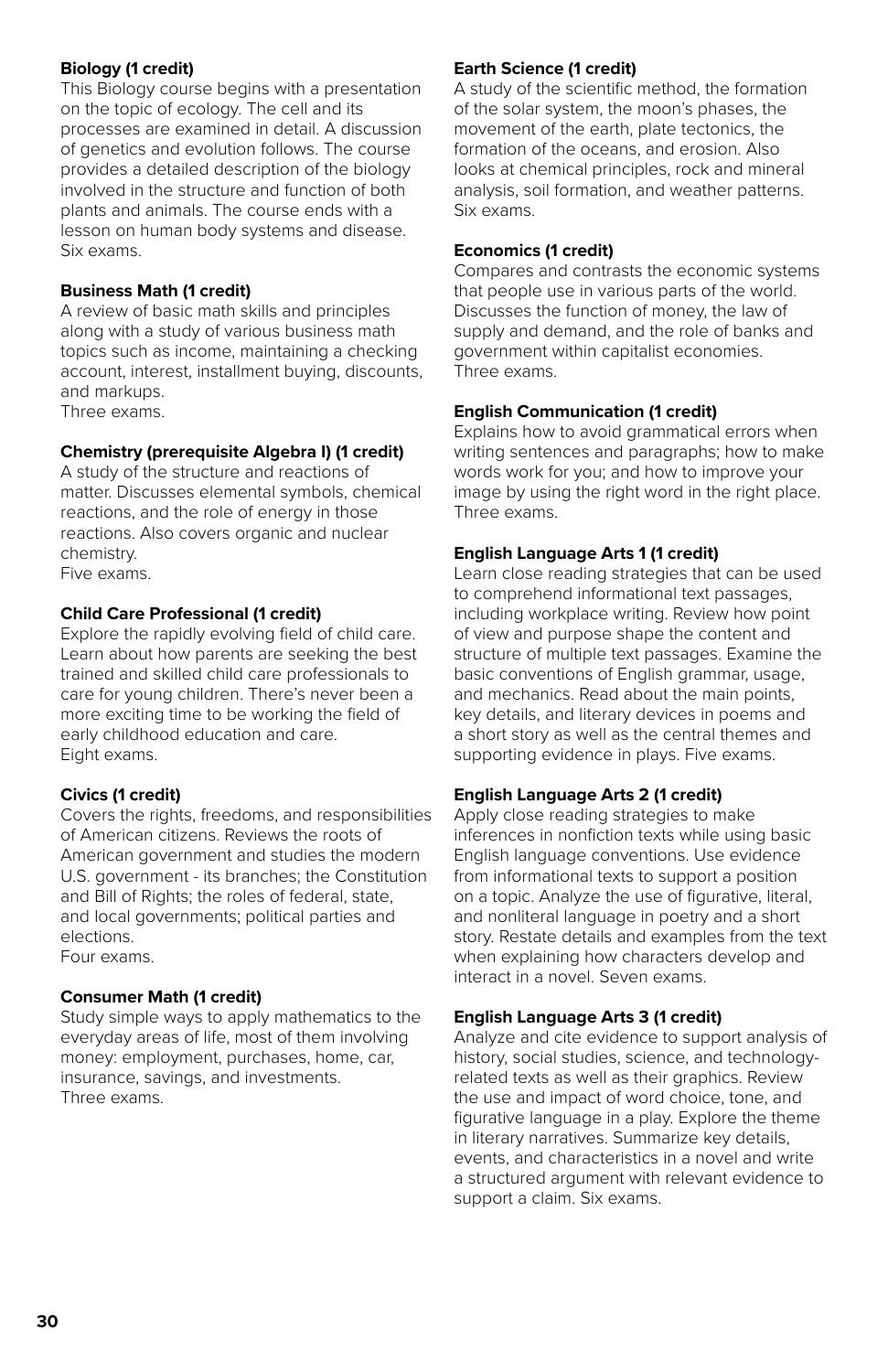**Biology (1 credit)**
This Biology course begins with a presentation on the topic of ecology. The cell and its processes are examined in detail. A discussion of genetics and evolution follows. The course provides a detailed description of the biology involved in the structure and function of both plants and animals. The course ends with a lesson on human body systems and disease. Six exams.

**Business Math (1 credit)**
A review of basic math skills and principles along with a study of various business math topics such as income, maintaining a checking account, interest, installment buying, discounts, and markups.
Three exams.

**Chemistry (prerequisite Algebra I) (1 credit)**
A study of the structure and reactions of matter. Discusses elemental symbols, chemical reactions, and the role of energy in those reactions. Also covers organic and nuclear chemistry.
Five exams.

**Child Care Professional (1 credit)**
Explore the rapidly evolving field of child care. Learn about how parents are seeking the best trained and skilled child care professionals to care for young children. There's never been a more exciting time to be working the field of early childhood education and care.
Eight exams.

**Civics (1 credit)**
Covers the rights, freedoms, and responsibilities of American citizens. Reviews the roots of American government and studies the modern U.S. government - its branches; the Constitution and Bill of Rights; the roles of federal, state, and local governments; political parties and elections.
Four exams.

**Consumer Math (1 credit)**
Study simple ways to apply mathematics to the everyday areas of life, most of them involving money: employment, purchases, home, car, insurance, savings, and investments.
Three exams.

**Earth Science (1 credit)**
A study of the scientific method, the formation of the solar system, the moon's phases, the movement of the earth, plate tectonics, the formation of the oceans, and erosion. Also looks at chemical principles, rock and mineral analysis, soil formation, and weather patterns. Six exams.

**Economics (1 credit)**
Compares and contrasts the economic systems that people use in various parts of the world. Discusses the function of money, the law of supply and demand, and the role of banks and government within capitalist economies.
Three exams.

**English Communication (1 credit)**
Explains how to avoid grammatical errors when writing sentences and paragraphs; how to make words work for you; and how to improve your image by using the right word in the right place. Three exams.

**English Language Arts 1 (1 credit)**
Learn close reading strategies that can be used to comprehend informational text passages, including workplace writing. Review how point of view and purpose shape the content and structure of multiple text passages. Examine the basic conventions of English grammar, usage, and mechanics. Read about the main points, key details, and literary devices in poems and a short story as well as the central themes and supporting evidence in plays. Five exams.

**English Language Arts 2 (1 credit)**
Apply close reading strategies to make inferences in nonfiction texts while using basic English language conventions. Use evidence from informational texts to support a position on a topic. Analyze the use of figurative, literal, and nonliteral language in poetry and a short story. Restate details and examples from the text when explaining how characters develop and interact in a novel. Seven exams.

**English Language Arts 3 (1 credit)**
Analyze and cite evidence to support analysis of history, social studies, science, and technology-related texts as well as their graphics. Review the use and impact of word choice, tone, and figurative language in a play. Explore the theme in literary narratives. Summarize key details, events, and characteristics in a novel and write a structured argument with relevant evidence to support a claim. Six exams.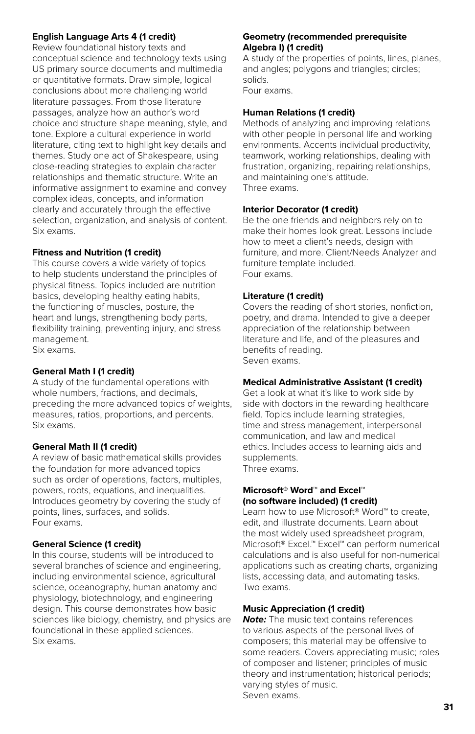**English Language Arts 4 (1 credit)**
Review foundational history texts and conceptual science and technology texts using US primary source documents and multimedia or quantitative formats. Draw simple, logical conclusions about more challenging world literature passages. From those literature passages, analyze how an author's word choice and structure shape meaning, style, and tone. Explore a cultural experience in world literature, citing text to highlight key details and themes. Study one act of Shakespeare, using close-reading strategies to explain character relationships and thematic structure. Write an informative assignment to examine and convey complex ideas, concepts, and information clearly and accurately through the effective selection, organization, and analysis of content.
Six exams.

**Fitness and Nutrition (1 credit)**
This course covers a wide variety of topics to help students understand the principles of physical fitness. Topics included are nutrition basics, developing healthy eating habits, the functioning of muscles, posture, the heart and lungs, strengthening body parts, flexibility training, preventing injury, and stress management.
Six exams.

**General Math I (1 credit)**
A study of the fundamental operations with whole numbers, fractions, and decimals, preceding the more advanced topics of weights, measures, ratios, proportions, and percents.
Six exams.

**General Math II (1 credit)**
A review of basic mathematical skills provides the foundation for more advanced topics such as order of operations, factors, multiples, powers, roots, equations, and inequalities. Introduces geometry by covering the study of points, lines, surfaces, and solids.
Four exams.

**General Science (1 credit)**
In this course, students will be introduced to several branches of science and engineering, including environmental science, agricultural science, oceanography, human anatomy and physiology, biotechnology, and engineering design. This course demonstrates how basic sciences like biology, chemistry, and physics are foundational in these applied sciences.
Six exams.

**Geometry (recommended prerequisite Algebra I) (1 credit)**
A study of the properties of points, lines, planes, and angles; polygons and triangles; circles; solids.
Four exams.

**Human Relations (1 credit)**
Methods of analyzing and improving relations with other people in personal life and working environments. Accents individual productivity, teamwork, working relationships, dealing with frustration, organizing, repairing relationships, and maintaining one's attitude.
Three exams.

**Interior Decorator (1 credit)**
Be the one friends and neighbors rely on to make their homes look great. Lessons include how to meet a client's needs, design with furniture, and more. Client/Needs Analyzer and furniture template included.
Four exams.

**Literature (1 credit)**
Covers the reading of short stories, nonfiction, poetry, and drama. Intended to give a deeper appreciation of the relationship between literature and life, and of the pleasures and benefits of reading.
Seven exams.

**Medical Administrative Assistant (1 credit)**
Get a look at what it's like to work side by side with doctors in the rewarding healthcare field. Topics include learning strategies, time and stress management, interpersonal communication, and law and medical ethics. Includes access to learning aids and supplements.
Three exams.

**Microsoft® Word™ and Excel™ (no software included) (1 credit)**
Learn how to use Microsoft® Word™ to create, edit, and illustrate documents. Learn about the most widely used spreadsheet program, Microsoft® Excel.™ Excel™ can perform numerical calculations and is also useful for non-numerical applications such as creating charts, organizing lists, accessing data, and automating tasks.
Two exams.

**Music Appreciation (1 credit)**
***Note:*** The music text contains references to various aspects of the personal lives of composers; this material may be offensive to some readers. Covers appreciating music; roles of composer and listener; principles of music theory and instrumentation; historical periods; varying styles of music.
Seven exams.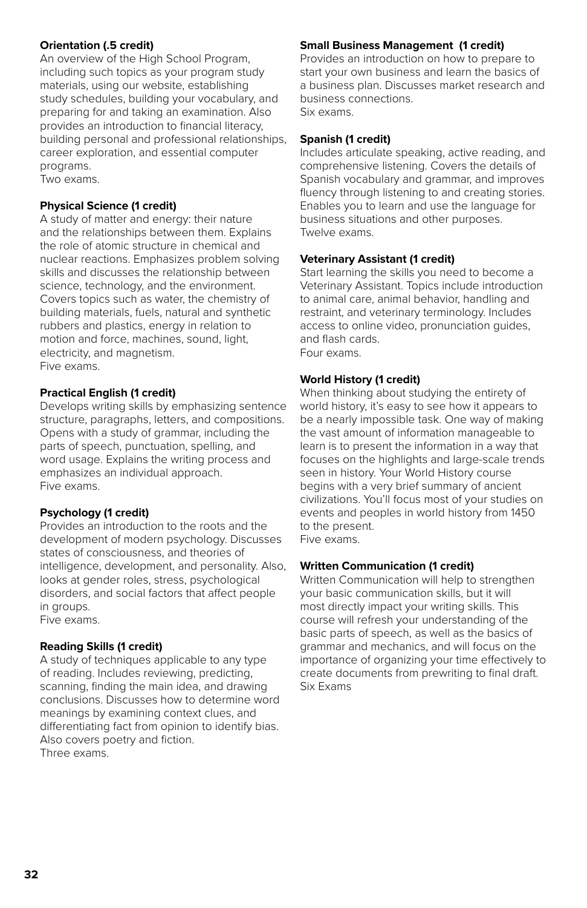**Orientation (.5 credit)**
An overview of the High School Program, including such topics as your program study materials, using our website, establishing study schedules, building your vocabulary, and preparing for and taking an examination. Also provides an introduction to financial literacy, building personal and professional relationships, career exploration, and essential computer programs.
Two exams.

**Physical Science (1 credit)**
A study of matter and energy: their nature and the relationships between them. Explains the role of atomic structure in chemical and nuclear reactions. Emphasizes problem solving skills and discusses the relationship between science, technology, and the environment. Covers topics such as water, the chemistry of building materials, fuels, natural and synthetic rubbers and plastics, energy in relation to motion and force, machines, sound, light, electricity, and magnetism.
Five exams.

**Practical English (1 credit)**
Develops writing skills by emphasizing sentence structure, paragraphs, letters, and compositions. Opens with a study of grammar, including the parts of speech, punctuation, spelling, and word usage. Explains the writing process and emphasizes an individual approach.
Five exams.

**Psychology (1 credit)**
Provides an introduction to the roots and the development of modern psychology. Discusses states of consciousness, and theories of intelligence, development, and personality. Also, looks at gender roles, stress, psychological disorders, and social factors that affect people in groups.
Five exams.

**Reading Skills (1 credit)**
A study of techniques applicable to any type of reading. Includes reviewing, predicting, scanning, finding the main idea, and drawing conclusions. Discusses how to determine word meanings by examining context clues, and differentiating fact from opinion to identify bias. Also covers poetry and fiction.
Three exams.

**Small Business Management (1 credit)**
Provides an introduction on how to prepare to start your own business and learn the basics of a business plan. Discusses market research and business connections.
Six exams.

**Spanish (1 credit)**
Includes articulate speaking, active reading, and comprehensive listening. Covers the details of Spanish vocabulary and grammar, and improves fluency through listening to and creating stories. Enables you to learn and use the language for business situations and other purposes.
Twelve exams.

**Veterinary Assistant (1 credit)**
Start learning the skills you need to become a Veterinary Assistant. Topics include introduction to animal care, animal behavior, handling and restraint, and veterinary terminology. Includes access to online video, pronunciation guides, and flash cards.
Four exams.

**World History (1 credit)**
When thinking about studying the entirety of world history, it's easy to see how it appears to be a nearly impossible task. One way of making the vast amount of information manageable to learn is to present the information in a way that focuses on the highlights and large-scale trends seen in history. Your World History course begins with a very brief summary of ancient civilizations. You'll focus most of your studies on events and peoples in world history from 1450 to the present.
Five exams.

**Written Communication (1 credit)**
Written Communication will help to strengthen your basic communication skills, but it will most directly impact your writing skills. This course will refresh your understanding of the basic parts of speech, as well as the basics of grammar and mechanics, and will focus on the importance of organizing your time effectively to create documents from prewriting to final draft.
Six Exams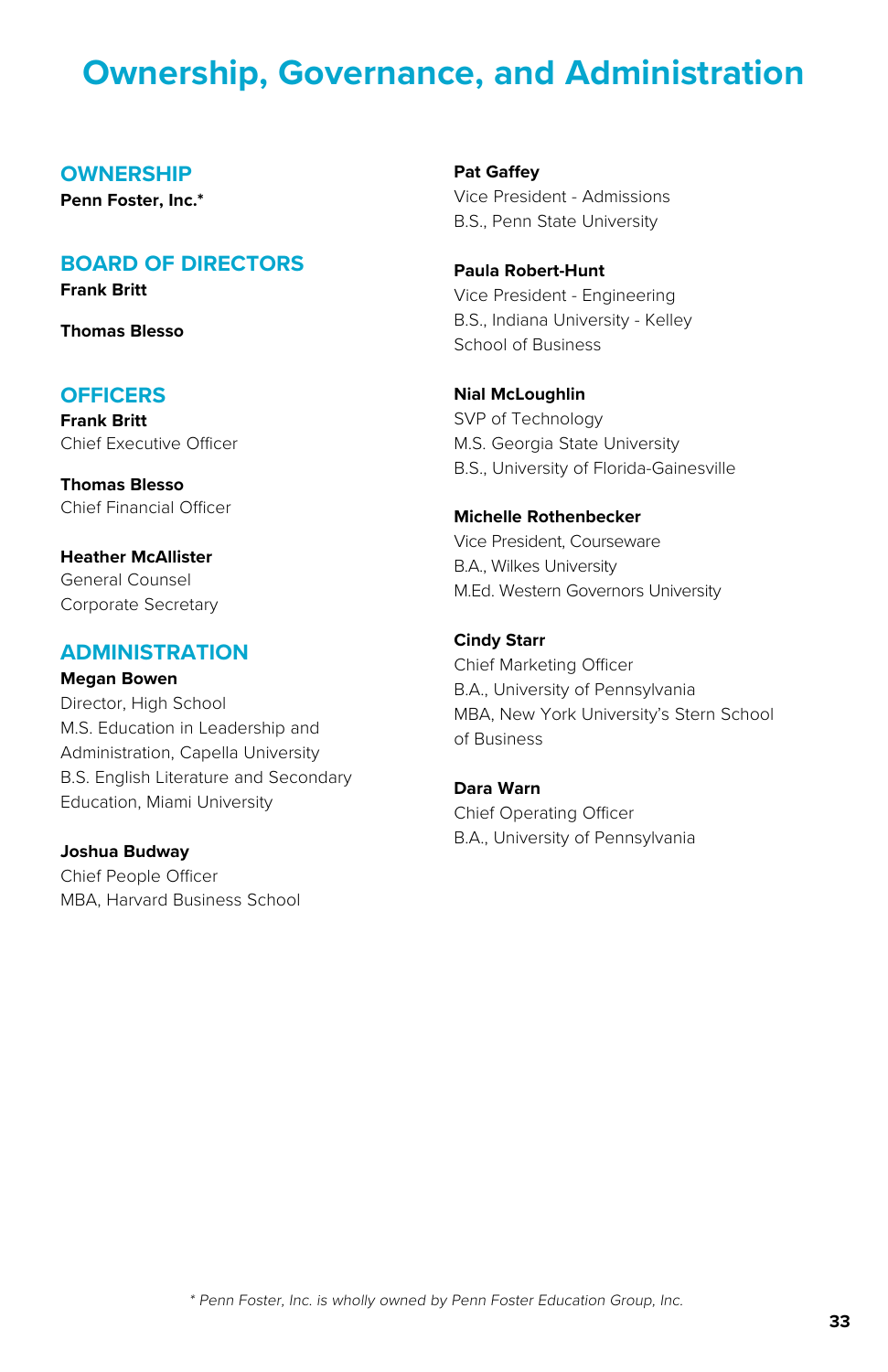# Ownership, Governance, and Administration

## OWNERSHIP

**Penn Foster, Inc.***

## BOARD OF DIRECTORS

**Frank Britt**

**Thomas Blesso**

## OFFICERS

**Frank Britt**
Chief Executive Officer

**Thomas Blesso**
Chief Financial Officer

**Heather McAllister**
General Counsel
Corporate Secretary

## ADMINISTRATION

**Megan Bowen**
Director, High School
M.S. Education in Leadership and Administration, Capella University
B.S. English Literature and Secondary Education, Miami University

**Joshua Budway**
Chief People Officer
MBA, Harvard Business School

**Pat Gaffey**
Vice President - Admissions
B.S., Penn State University

**Paula Robert-Hunt**
Vice President - Engineering
B.S., Indiana University - Kelley School of Business

**Nial McLoughlin**
SVP of Technology
M.S. Georgia State University
B.S., University of Florida-Gainesville

**Michelle Rothenbecker**
Vice President, Courseware
B.A., Wilkes University
M.Ed. Western Governors University

**Cindy Starr**
Chief Marketing Officer
B.A., University of Pennsylvania
MBA, New York University's Stern School of Business

**Dara Warn**
Chief Operating Officer
B.A., University of Pennsylvania

*\* Penn Foster, Inc. is wholly owned by Penn Foster Education Group, Inc.*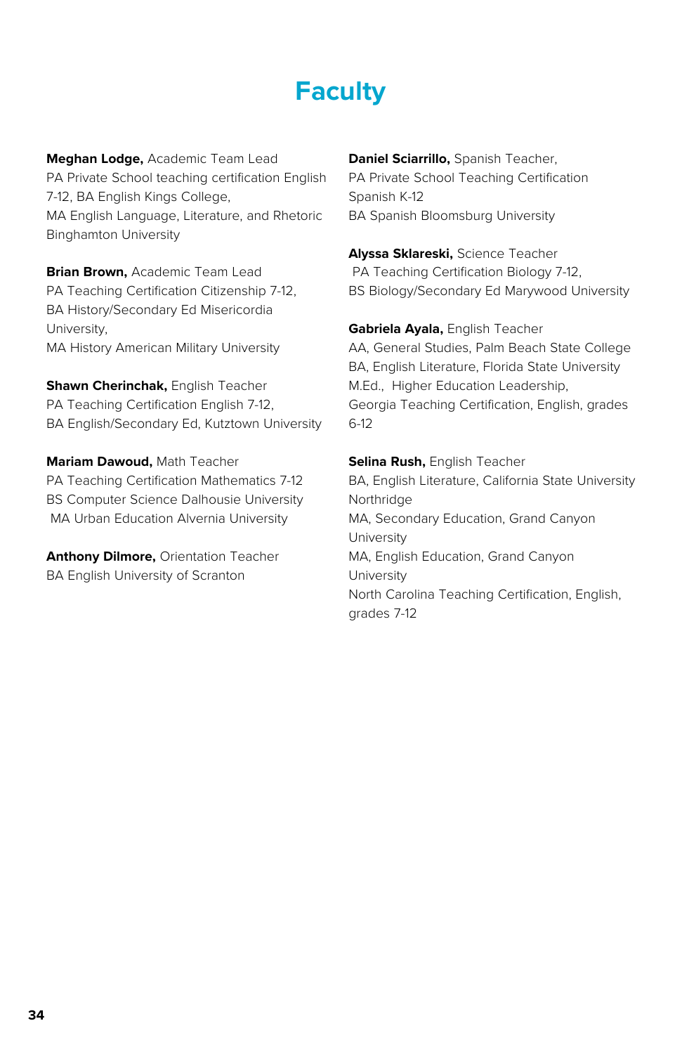# Faculty

**Meghan Lodge,** Academic Team Lead
PA Private School teaching certification English 7-12, BA English Kings College,
MA English Language, Literature, and Rhetoric Binghamton University

**Brian Brown,** Academic Team Lead
PA Teaching Certification Citizenship 7-12,
BA History/Secondary Ed Misericordia University,
MA History American Military University

**Shawn Cherinchak,** English Teacher
PA Teaching Certification English 7-12,
BA English/Secondary Ed, Kutztown University

**Mariam Dawoud,** Math Teacher
PA Teaching Certification Mathematics 7-12
BS Computer Science Dalhousie University
MA Urban Education Alvernia University

**Anthony Dilmore,** Orientation Teacher
BA English University of Scranton

**Daniel Sciarrillo,** Spanish Teacher,
PA Private School Teaching Certification Spanish K-12
BA Spanish Bloomsburg University

**Alyssa Sklareski,** Science Teacher
PA Teaching Certification Biology 7-12,
BS Biology/Secondary Ed Marywood University

**Gabriela Ayala,** English Teacher
AA, General Studies, Palm Beach State College
BA, English Literature, Florida State University
M.Ed., Higher Education Leadership,
Georgia Teaching Certification, English, grades 6-12

**Selina Rush,** English Teacher
BA, English Literature, California State University Northridge
MA, Secondary Education, Grand Canyon University
MA, English Education, Grand Canyon University
North Carolina Teaching Certification, English, grades 7-12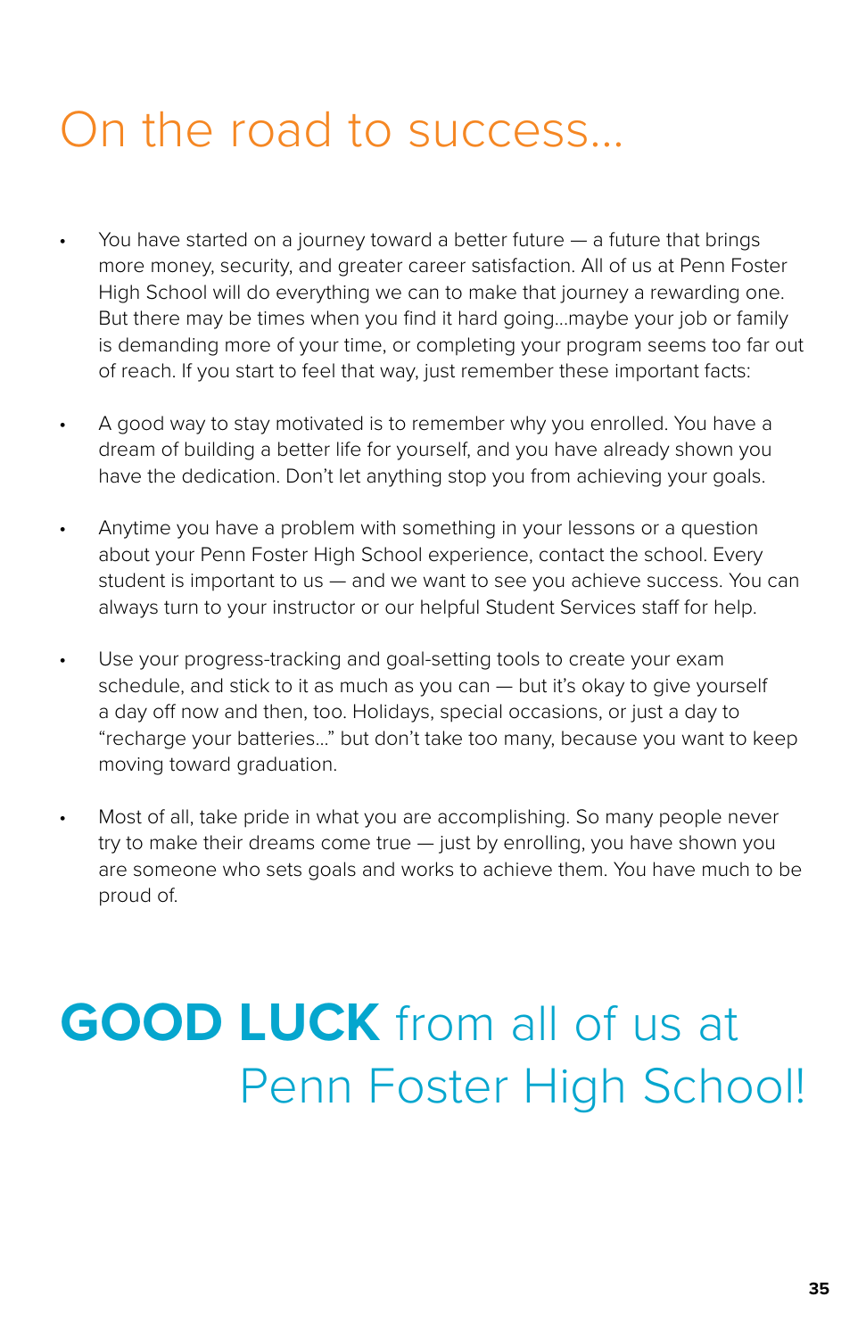# On the road to success...

- You have started on a journey toward a better future — a future that brings more money, security, and greater career satisfaction. All of us at Penn Foster High School will do everything we can to make that journey a rewarding one. But there may be times when you find it hard going...maybe your job or family is demanding more of your time, or completing your program seems too far out of reach. If you start to feel that way, just remember these important facts:

- A good way to stay motivated is to remember why you enrolled. You have a dream of building a better life for yourself, and you have already shown you have the dedication. Don't let anything stop you from achieving your goals.

- Anytime you have a problem with something in your lessons or a question about your Penn Foster High School experience, contact the school. Every student is important to us — and we want to see you achieve success. You can always turn to your instructor or our helpful Student Services staff for help.

- Use your progress-tracking and goal-setting tools to create your exam schedule, and stick to it as much as you can — but it's okay to give yourself a day off now and then, too. Holidays, special occasions, or just a day to "recharge your batteries..." but don't take too many, because you want to keep moving toward graduation.

- Most of all, take pride in what you are accomplishing. So many people never try to make their dreams come true — just by enrolling, you have shown you are someone who sets goals and works to achieve them. You have much to be proud of.

## **GOOD LUCK** from all of us at Penn Foster High School!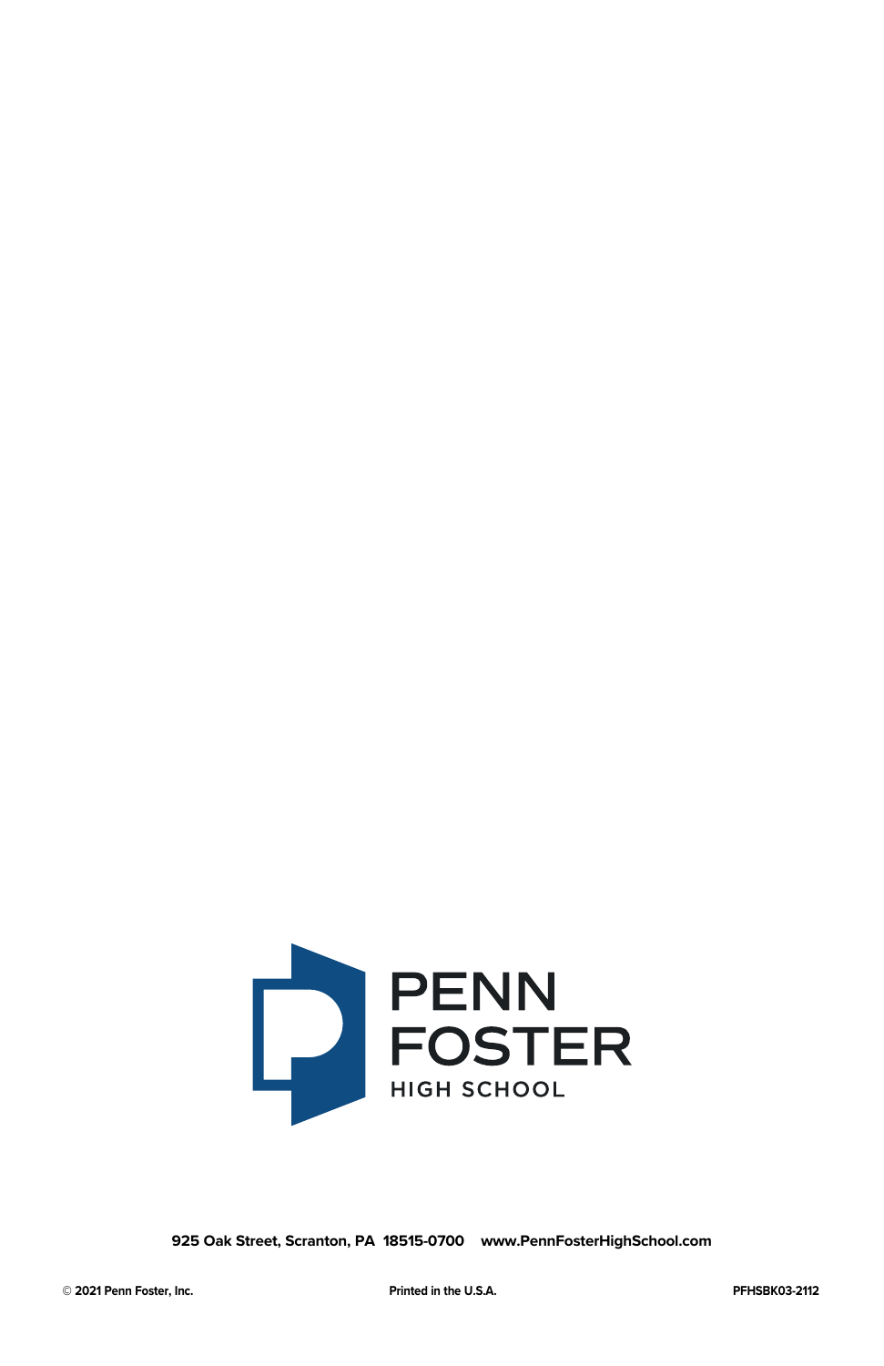PENN
FOSTER
HIGH SCHOOL

**925 Oak Street, Scranton, PA 18515-0700 www.PennFosterHighSchool.com**

© 2021 Penn Foster, Inc.

Printed in the U.S.A.

PFHSBK03-2112